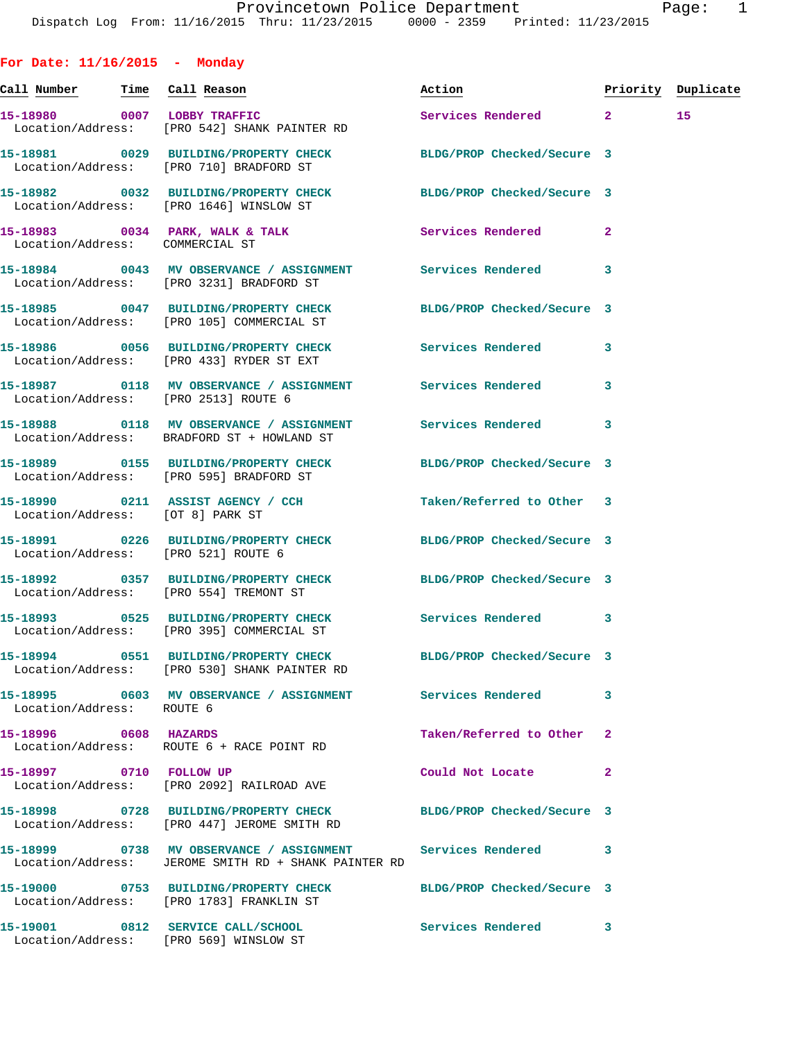For Date: 11/16/2015 - Monday

| Call Number | Time | Call Reason | Action | Priority | Duplicate |
|---|---|---|---|---|---|
| 15-18980 | 0007 | LOBBY TRAFFIC | Services Rendered | 2 | 15 |
| Location/Address: | | [PRO 542] SHANK PAINTER RD | | | |
| 15-18981 | 0029 | BUILDING/PROPERTY CHECK | BLDG/PROP Checked/Secure | 3 | |
| Location/Address: | | [PRO 710] BRADFORD ST | | | |
| 15-18982 | 0032 | BUILDING/PROPERTY CHECK | BLDG/PROP Checked/Secure | 3 | |
| Location/Address: | | [PRO 1646] WINSLOW ST | | | |
| 15-18983 | 0034 | PARK, WALK & TALK | Services Rendered | 2 | |
| Location/Address: | | COMMERCIAL ST | | | |
| 15-18984 | 0043 | MV OBSERVANCE / ASSIGNMENT | Services Rendered | 3 | |
| Location/Address: | | [PRO 3231] BRADFORD ST | | | |
| 15-18985 | 0047 | BUILDING/PROPERTY CHECK | BLDG/PROP Checked/Secure | 3 | |
| Location/Address: | | [PRO 105] COMMERCIAL ST | | | |
| 15-18986 | 0056 | BUILDING/PROPERTY CHECK | Services Rendered | 3 | |
| Location/Address: | | [PRO 433] RYDER ST EXT | | | |
| 15-18987 | 0118 | MV OBSERVANCE / ASSIGNMENT | Services Rendered | 3 | |
| Location/Address: | | [PRO 2513] ROUTE 6 | | | |
| 15-18988 | 0118 | MV OBSERVANCE / ASSIGNMENT | Services Rendered | 3 | |
| Location/Address: | | BRADFORD ST + HOWLAND ST | | | |
| 15-18989 | 0155 | BUILDING/PROPERTY CHECK | BLDG/PROP Checked/Secure | 3 | |
| Location/Address: | | [PRO 595] BRADFORD ST | | | |
| 15-18990 | 0211 | ASSIST AGENCY / CCH | Taken/Referred to Other | 3 | |
| Location/Address: | | [OT 8] PARK ST | | | |
| 15-18991 | 0226 | BUILDING/PROPERTY CHECK | BLDG/PROP Checked/Secure | 3 | |
| Location/Address: | | [PRO 521] ROUTE 6 | | | |
| 15-18992 | 0357 | BUILDING/PROPERTY CHECK | BLDG/PROP Checked/Secure | 3 | |
| Location/Address: | | [PRO 554] TREMONT ST | | | |
| 15-18993 | 0525 | BUILDING/PROPERTY CHECK | Services Rendered | 3 | |
| Location/Address: | | [PRO 395] COMMERCIAL ST | | | |
| 15-18994 | 0551 | BUILDING/PROPERTY CHECK | BLDG/PROP Checked/Secure | 3 | |
| Location/Address: | | [PRO 530] SHANK PAINTER RD | | | |
| 15-18995 | 0603 | MV OBSERVANCE / ASSIGNMENT | Services Rendered | 3 | |
| Location/Address: | | ROUTE 6 | | | |
| 15-18996 | 0608 | HAZARDS | Taken/Referred to Other | 2 | |
| Location/Address: | | ROUTE 6 + RACE POINT RD | | | |
| 15-18997 | 0710 | FOLLOW UP | Could Not Locate | 2 | |
| Location/Address: | | [PRO 2092] RAILROAD AVE | | | |
| 15-18998 | 0728 | BUILDING/PROPERTY CHECK | BLDG/PROP Checked/Secure | 3 | |
| Location/Address: | | [PRO 447] JEROME SMITH RD | | | |
| 15-18999 | 0738 | MV OBSERVANCE / ASSIGNMENT | Services Rendered | 3 | |
| Location/Address: | | JEROME SMITH RD + SHANK PAINTER RD | | | |
| 15-19000 | 0753 | BUILDING/PROPERTY CHECK | BLDG/PROP Checked/Secure | 3 | |
| Location/Address: | | [PRO 1783] FRANKLIN ST | | | |
| 15-19001 | 0812 | SERVICE CALL/SCHOOL | Services Rendered | 3 | |
| Location/Address: | | [PRO 569] WINSLOW ST | | | |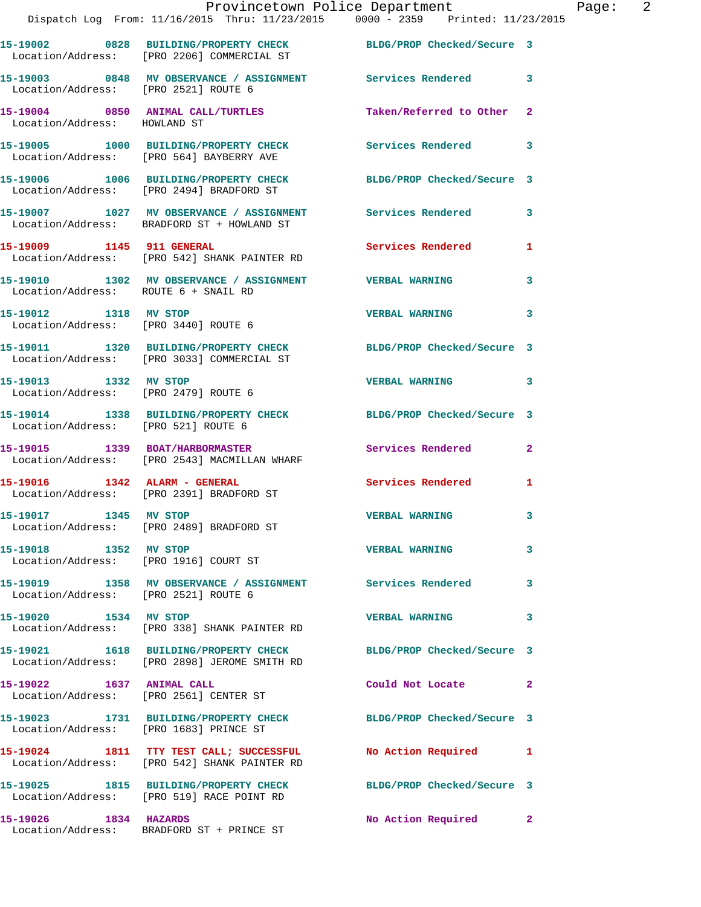15-19002 0828 BUILDING/PROPERTY CHECK BLDG/PROP Checked/Secure 3
Location/Address: [PRO 2206] COMMERCIAL ST

15-19003 0848 MV OBSERVANCE / ASSIGNMENT Services Rendered 3
Location/Address: [PRO 2521] ROUTE 6

15-19004 0850 ANIMAL CALL/TURTLES Taken/Referred to Other 2
Location/Address: HOWLAND ST

15-19005 1000 BUILDING/PROPERTY CHECK Services Rendered 3
Location/Address: [PRO 564] BAYBERRY AVE

15-19006 1006 BUILDING/PROPERTY CHECK BLDG/PROP Checked/Secure 3
Location/Address: [PRO 2494] BRADFORD ST

15-19007 1027 MV OBSERVANCE / ASSIGNMENT Services Rendered 3
Location/Address: BRADFORD ST + HOWLAND ST

15-19009 1145 911 GENERAL Services Rendered 1
Location/Address: [PRO 542] SHANK PAINTER RD

15-19010 1302 MV OBSERVANCE / ASSIGNMENT VERBAL WARNING 3
Location/Address: ROUTE 6 + SNAIL RD

15-19012 1318 MV STOP VERBAL WARNING 3
Location/Address: [PRO 3440] ROUTE 6

15-19011 1320 BUILDING/PROPERTY CHECK BLDG/PROP Checked/Secure 3
Location/Address: [PRO 3033] COMMERCIAL ST

15-19013 1332 MV STOP VERBAL WARNING 3
Location/Address: [PRO 2479] ROUTE 6

15-19014 1338 BUILDING/PROPERTY CHECK BLDG/PROP Checked/Secure 3
Location/Address: [PRO 521] ROUTE 6

15-19015 1339 BOAT/HARBORMASTER Services Rendered 2
Location/Address: [PRO 2543] MACMILLAN WHARF

15-19016 1342 ALARM - GENERAL Services Rendered 1
Location/Address: [PRO 2391] BRADFORD ST

15-19017 1345 MV STOP VERBAL WARNING 3
Location/Address: [PRO 2489] BRADFORD ST

15-19018 1352 MV STOP VERBAL WARNING 3
Location/Address: [PRO 1916] COURT ST

15-19019 1358 MV OBSERVANCE / ASSIGNMENT Services Rendered 3
Location/Address: [PRO 2521] ROUTE 6

15-19020 1534 MV STOP VERBAL WARNING 3
Location/Address: [PRO 338] SHANK PAINTER RD

15-19021 1618 BUILDING/PROPERTY CHECK BLDG/PROP Checked/Secure 3
Location/Address: [PRO 2898] JEROME SMITH RD

15-19022 1637 ANIMAL CALL Could Not Locate 2
Location/Address: [PRO 2561] CENTER ST

15-19023 1731 BUILDING/PROPERTY CHECK BLDG/PROP Checked/Secure 3
Location/Address: [PRO 1683] PRINCE ST

15-19024 1811 TTY TEST CALL; SUCCESSFUL No Action Required 1
Location/Address: [PRO 542] SHANK PAINTER RD

15-19025 1815 BUILDING/PROPERTY CHECK BLDG/PROP Checked/Secure 3
Location/Address: [PRO 519] RACE POINT RD

15-19026 1834 HAZARDS No Action Required 2
Location/Address: BRADFORD ST + PRINCE ST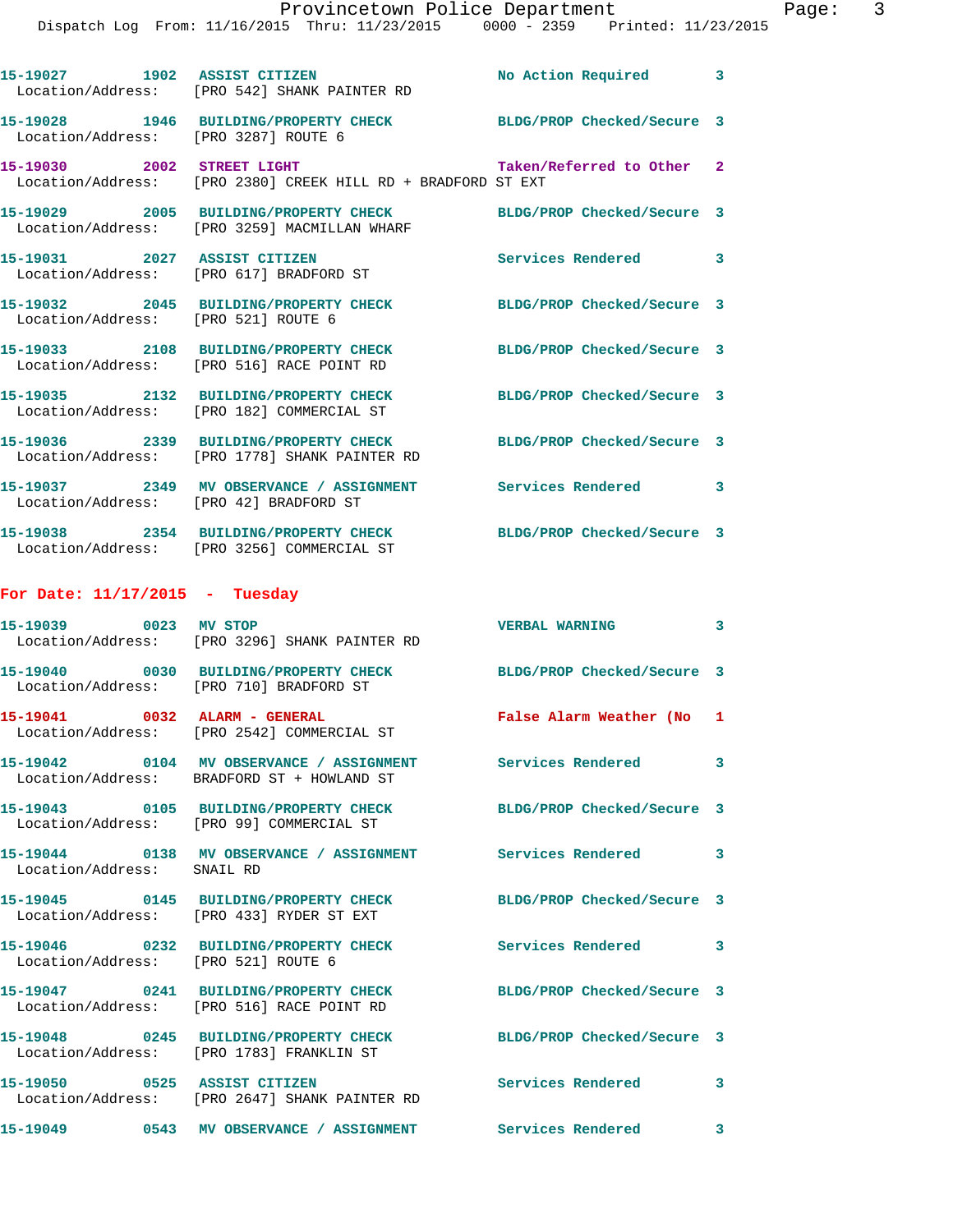15-19027 1902 ASSIST CITIZEN No Action Required 3
Location/Address: [PRO 542] SHANK PAINTER RD

15-19028 1946 BUILDING/PROPERTY CHECK BLDG/PROP Checked/Secure 3
Location/Address: [PRO 3287] ROUTE 6

15-19030 2002 STREET LIGHT Taken/Referred to Other 2
Location/Address: [PRO 2380] CREEK HILL RD + BRADFORD ST EXT

15-19029 2005 BUILDING/PROPERTY CHECK BLDG/PROP Checked/Secure 3
Location/Address: [PRO 3259] MACMILLAN WHARF

15-19031 2027 ASSIST CITIZEN Services Rendered 3
Location/Address: [PRO 617] BRADFORD ST

15-19032 2045 BUILDING/PROPERTY CHECK BLDG/PROP Checked/Secure 3
Location/Address: [PRO 521] ROUTE 6

15-19033 2108 BUILDING/PROPERTY CHECK BLDG/PROP Checked/Secure 3
Location/Address: [PRO 516] RACE POINT RD

15-19035 2132 BUILDING/PROPERTY CHECK BLDG/PROP Checked/Secure 3
Location/Address: [PRO 182] COMMERCIAL ST

15-19036 2339 BUILDING/PROPERTY CHECK BLDG/PROP Checked/Secure 3
Location/Address: [PRO 1778] SHANK PAINTER RD

15-19037 2349 MV OBSERVANCE / ASSIGNMENT Services Rendered 3
Location/Address: [PRO 42] BRADFORD ST

15-19038 2354 BUILDING/PROPERTY CHECK BLDG/PROP Checked/Secure 3
Location/Address: [PRO 3256] COMMERCIAL ST

**For Date: 11/17/2015 - Tuesday**

15-19039 0023 MV STOP VERBAL WARNING 3
Location/Address: [PRO 3296] SHANK PAINTER RD

15-19040 0030 BUILDING/PROPERTY CHECK BLDG/PROP Checked/Secure 3
Location/Address: [PRO 710] BRADFORD ST

15-19041 0032 ALARM - GENERAL False Alarm Weather (No 1
Location/Address: [PRO 2542] COMMERCIAL ST

15-19042 0104 MV OBSERVANCE / ASSIGNMENT Services Rendered 3
Location/Address: BRADFORD ST + HOWLAND ST

15-19043 0105 BUILDING/PROPERTY CHECK BLDG/PROP Checked/Secure 3
Location/Address: [PRO 99] COMMERCIAL ST

15-19044 0138 MV OBSERVANCE / ASSIGNMENT Services Rendered 3
Location/Address: SNAIL RD

15-19045 0145 BUILDING/PROPERTY CHECK BLDG/PROP Checked/Secure 3
Location/Address: [PRO 433] RYDER ST EXT

15-19046 0232 BUILDING/PROPERTY CHECK Services Rendered 3
Location/Address: [PRO 521] ROUTE 6

15-19047 0241 BUILDING/PROPERTY CHECK BLDG/PROP Checked/Secure 3
Location/Address: [PRO 516] RACE POINT RD

15-19048 0245 BUILDING/PROPERTY CHECK BLDG/PROP Checked/Secure 3
Location/Address: [PRO 1783] FRANKLIN ST

15-19050 0525 ASSIST CITIZEN Services Rendered 3
Location/Address: [PRO 2647] SHANK PAINTER RD

15-19049 0543 MV OBSERVANCE / ASSIGNMENT Services Rendered 3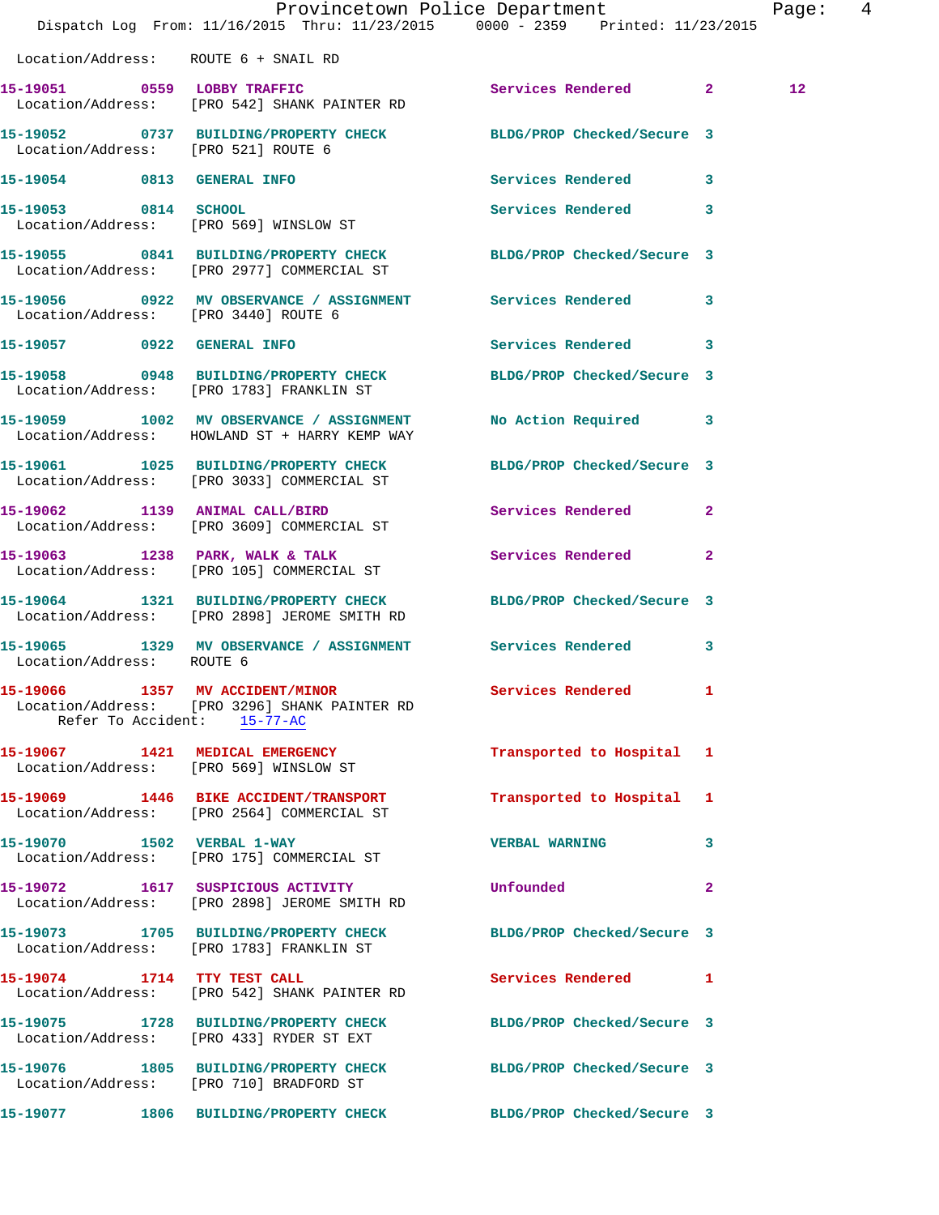Location/Address: ROUTE 6 + SNAIL RD

**15-19051** 0559 **LOBBY TRAFFIC** Services Rendered 2 12
Location/Address: [PRO 542] SHANK PAINTER RD

**15-19052** 0737 **BUILDING/PROPERTY CHECK** BLDG/PROP Checked/Secure 3
Location/Address: [PRO 521] ROUTE 6

**15-19054** 0813 **GENERAL INFO** Services Rendered 3

**15-19053** 0814 **SCHOOL** Services Rendered 3
Location/Address: [PRO 569] WINSLOW ST

**15-19055** 0841 **BUILDING/PROPERTY CHECK** BLDG/PROP Checked/Secure 3
Location/Address: [PRO 2977] COMMERCIAL ST

**15-19056** 0922 **MV OBSERVANCE / ASSIGNMENT** Services Rendered 3
Location/Address: [PRO 3440] ROUTE 6

**15-19057** 0922 **GENERAL INFO** Services Rendered 3

**15-19058** 0948 **BUILDING/PROPERTY CHECK** BLDG/PROP Checked/Secure 3
Location/Address: [PRO 1783] FRANKLIN ST

**15-19059** 1002 **MV OBSERVANCE / ASSIGNMENT** No Action Required 3
Location/Address: HOWLAND ST + HARRY KEMP WAY

**15-19061** 1025 **BUILDING/PROPERTY CHECK** BLDG/PROP Checked/Secure 3
Location/Address: [PRO 3033] COMMERCIAL ST

**15-19062** 1139 **ANIMAL CALL/BIRD** Services Rendered 2
Location/Address: [PRO 3609] COMMERCIAL ST

**15-19063** 1238 **PARK, WALK & TALK** Services Rendered 2
Location/Address: [PRO 105] COMMERCIAL ST

**15-19064** 1321 **BUILDING/PROPERTY CHECK** BLDG/PROP Checked/Secure 3
Location/Address: [PRO 2898] JEROME SMITH RD

**15-19065** 1329 **MV OBSERVANCE / ASSIGNMENT** Services Rendered 3
Location/Address: ROUTE 6

**15-19066** 1357 **MV ACCIDENT/MINOR** Services Rendered 1
Location/Address: [PRO 3296] SHANK PAINTER RD
Refer To Accident: 15-77-AC

**15-19067** 1421 **MEDICAL EMERGENCY** Transported to Hospital 1
Location/Address: [PRO 569] WINSLOW ST

**15-19069** 1446 **BIKE ACCIDENT/TRANSPORT** Transported to Hospital 1
Location/Address: [PRO 2564] COMMERCIAL ST

**15-19070** 1502 **VERBAL 1-WAY** VERBAL WARNING 3
Location/Address: [PRO 175] COMMERCIAL ST

**15-19072** 1617 **SUSPICIOUS ACTIVITY** Unfounded 2
Location/Address: [PRO 2898] JEROME SMITH RD

**15-19073** 1705 **BUILDING/PROPERTY CHECK** BLDG/PROP Checked/Secure 3
Location/Address: [PRO 1783] FRANKLIN ST

**15-19074** 1714 **TTY TEST CALL** Services Rendered 1
Location/Address: [PRO 542] SHANK PAINTER RD

**15-19075** 1728 **BUILDING/PROPERTY CHECK** BLDG/PROP Checked/Secure 3
Location/Address: [PRO 433] RYDER ST EXT

**15-19076** 1805 **BUILDING/PROPERTY CHECK** BLDG/PROP Checked/Secure 3
Location/Address: [PRO 710] BRADFORD ST

**15-19077** 1806 **BUILDING/PROPERTY CHECK** BLDG/PROP Checked/Secure 3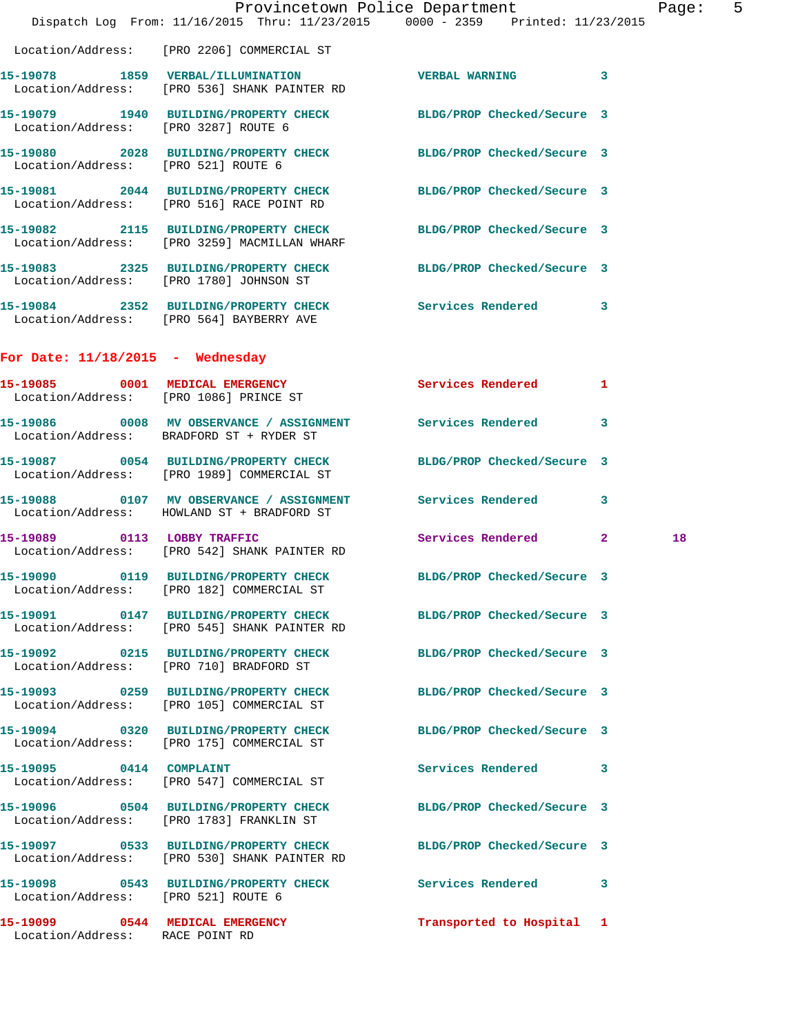Location/Address: [PRO 2206] COMMERCIAL ST

**15-19078 1859 VERBAL/ILLUMINATION** VERBAL WARNING 3
Location/Address: [PRO 536] SHANK PAINTER RD

**15-19079 1940 BUILDING/PROPERTY CHECK** BLDG/PROP Checked/Secure 3
Location/Address: [PRO 3287] ROUTE 6

**15-19080 2028 BUILDING/PROPERTY CHECK** BLDG/PROP Checked/Secure 3
Location/Address: [PRO 521] ROUTE 6

**15-19081 2044 BUILDING/PROPERTY CHECK** BLDG/PROP Checked/Secure 3
Location/Address: [PRO 516] RACE POINT RD

**15-19082 2115 BUILDING/PROPERTY CHECK** BLDG/PROP Checked/Secure 3
Location/Address: [PRO 3259] MACMILLAN WHARF

**15-19083 2325 BUILDING/PROPERTY CHECK** BLDG/PROP Checked/Secure 3
Location/Address: [PRO 1780] JOHNSON ST

**15-19084 2352 BUILDING/PROPERTY CHECK** Services Rendered 3
Location/Address: [PRO 564] BAYBERRY AVE

## For Date: 11/18/2015 - Wednesday

**15-19085 0001 MEDICAL EMERGENCY** Services Rendered 1
Location/Address: [PRO 1086] PRINCE ST

**15-19086 0008 MV OBSERVANCE / ASSIGNMENT** Services Rendered 3
Location/Address: BRADFORD ST + RYDER ST

**15-19087 0054 BUILDING/PROPERTY CHECK** BLDG/PROP Checked/Secure 3
Location/Address: [PRO 1989] COMMERCIAL ST

**15-19088 0107 MV OBSERVANCE / ASSIGNMENT** Services Rendered 3
Location/Address: HOWLAND ST + BRADFORD ST

**15-19089 0113 LOBBY TRAFFIC** Services Rendered 2 18
Location/Address: [PRO 542] SHANK PAINTER RD

**15-19090 0119 BUILDING/PROPERTY CHECK** BLDG/PROP Checked/Secure 3
Location/Address: [PRO 182] COMMERCIAL ST

**15-19091 0147 BUILDING/PROPERTY CHECK** BLDG/PROP Checked/Secure 3
Location/Address: [PRO 545] SHANK PAINTER RD

**15-19092 0215 BUILDING/PROPERTY CHECK** BLDG/PROP Checked/Secure 3
Location/Address: [PRO 710] BRADFORD ST

**15-19093 0259 BUILDING/PROPERTY CHECK** BLDG/PROP Checked/Secure 3
Location/Address: [PRO 105] COMMERCIAL ST

**15-19094 0320 BUILDING/PROPERTY CHECK** BLDG/PROP Checked/Secure 3
Location/Address: [PRO 175] COMMERCIAL ST

**15-19095 0414 COMPLAINT** Services Rendered 3
Location/Address: [PRO 547] COMMERCIAL ST

**15-19096 0504 BUILDING/PROPERTY CHECK** BLDG/PROP Checked/Secure 3
Location/Address: [PRO 1783] FRANKLIN ST

**15-19097 0533 BUILDING/PROPERTY CHECK** BLDG/PROP Checked/Secure 3
Location/Address: [PRO 530] SHANK PAINTER RD

**15-19098 0543 BUILDING/PROPERTY CHECK** Services Rendered 3
Location/Address: [PRO 521] ROUTE 6

**15-19099 0544 MEDICAL EMERGENCY** Transported to Hospital 1
Location/Address: RACE POINT RD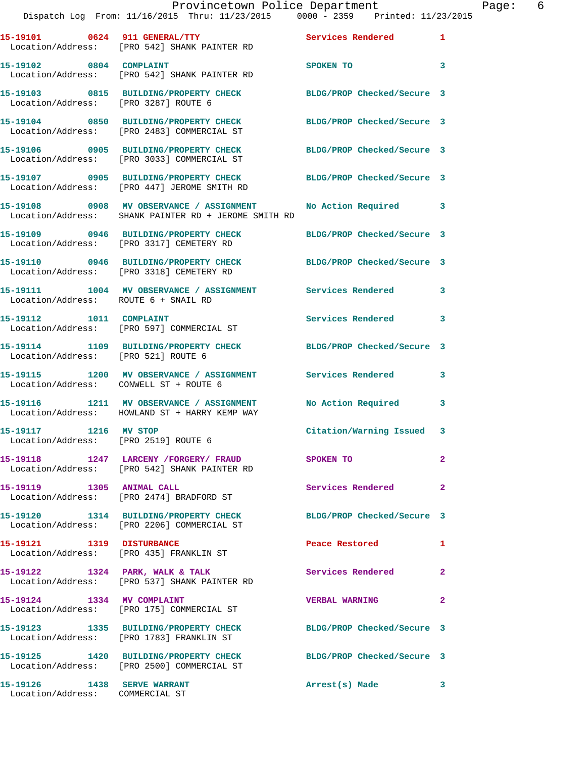15-19101 0624 911 GENERAL/TTY Services Rendered 1
Location/Address: [PRO 542] SHANK PAINTER RD

15-19102 0804 COMPLAINT SPOKEN TO 3
Location/Address: [PRO 542] SHANK PAINTER RD

15-19103 0815 BUILDING/PROPERTY CHECK BLDG/PROP Checked/Secure 3
Location/Address: [PRO 3287] ROUTE 6

15-19104 0850 BUILDING/PROPERTY CHECK BLDG/PROP Checked/Secure 3
Location/Address: [PRO 2483] COMMERCIAL ST

15-19106 0905 BUILDING/PROPERTY CHECK BLDG/PROP Checked/Secure 3
Location/Address: [PRO 3033] COMMERCIAL ST

15-19107 0905 BUILDING/PROPERTY CHECK BLDG/PROP Checked/Secure 3
Location/Address: [PRO 447] JEROME SMITH RD

15-19108 0908 MV OBSERVANCE / ASSIGNMENT No Action Required 3
Location/Address: SHANK PAINTER RD + JEROME SMITH RD

15-19109 0946 BUILDING/PROPERTY CHECK BLDG/PROP Checked/Secure 3
Location/Address: [PRO 3317] CEMETERY RD

15-19110 0946 BUILDING/PROPERTY CHECK BLDG/PROP Checked/Secure 3
Location/Address: [PRO 3318] CEMETERY RD

15-19111 1004 MV OBSERVANCE / ASSIGNMENT Services Rendered 3
Location/Address: ROUTE 6 + SNAIL RD

15-19112 1011 COMPLAINT Services Rendered 3
Location/Address: [PRO 597] COMMERCIAL ST

15-19114 1109 BUILDING/PROPERTY CHECK BLDG/PROP Checked/Secure 3
Location/Address: [PRO 521] ROUTE 6

15-19115 1200 MV OBSERVANCE / ASSIGNMENT Services Rendered 3
Location/Address: CONWELL ST + ROUTE 6

15-19116 1211 MV OBSERVANCE / ASSIGNMENT No Action Required 3
Location/Address: HOWLAND ST + HARRY KEMP WAY

15-19117 1216 MV STOP Citation/Warning Issued 3
Location/Address: [PRO 2519] ROUTE 6

15-19118 1247 LARCENY /FORGERY/ FRAUD SPOKEN TO 2
Location/Address: [PRO 542] SHANK PAINTER RD

15-19119 1305 ANIMAL CALL Services Rendered 2
Location/Address: [PRO 2474] BRADFORD ST

15-19120 1314 BUILDING/PROPERTY CHECK BLDG/PROP Checked/Secure 3
Location/Address: [PRO 2206] COMMERCIAL ST

15-19121 1319 DISTURBANCE Peace Restored 1
Location/Address: [PRO 435] FRANKLIN ST

15-19122 1324 PARK, WALK & TALK Services Rendered 2
Location/Address: [PRO 537] SHANK PAINTER RD

15-19124 1334 MV COMPLAINT VERBAL WARNING 2
Location/Address: [PRO 175] COMMERCIAL ST

15-19123 1335 BUILDING/PROPERTY CHECK BLDG/PROP Checked/Secure 3
Location/Address: [PRO 1783] FRANKLIN ST

15-19125 1420 BUILDING/PROPERTY CHECK BLDG/PROP Checked/Secure 3
Location/Address: [PRO 2500] COMMERCIAL ST

15-19126 1438 SERVE WARRANT Arrest(s) Made 3
Location/Address: COMMERCIAL ST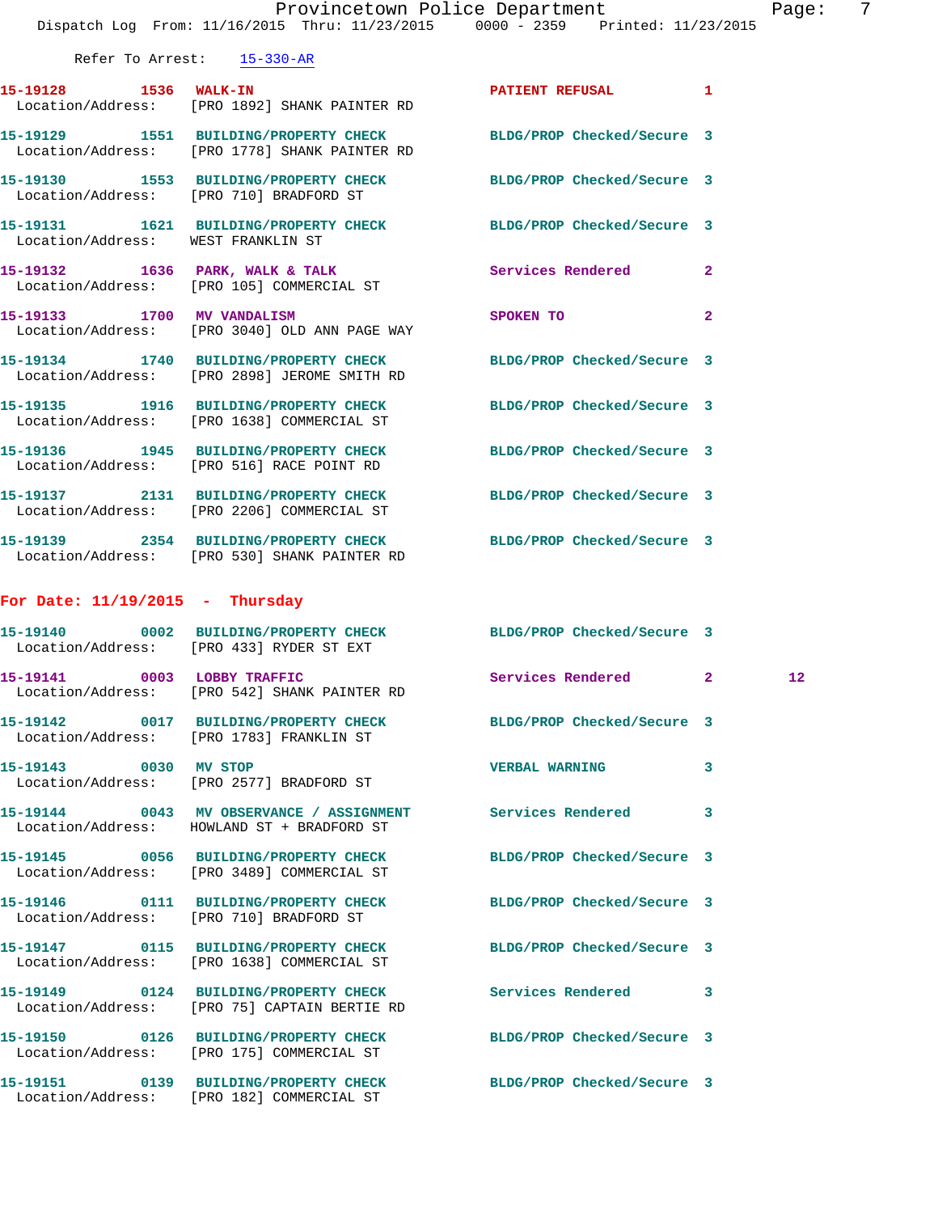Refer To Arrest: 15-330-AR

15-19128 1536 WALK-IN PATIENT REFUSAL 1
Location/Address: [PRO 1892] SHANK PAINTER RD

15-19129 1551 BUILDING/PROPERTY CHECK BLDG/PROP Checked/Secure 3
Location/Address: [PRO 1778] SHANK PAINTER RD

15-19130 1553 BUILDING/PROPERTY CHECK BLDG/PROP Checked/Secure 3
Location/Address: [PRO 710] BRADFORD ST

15-19131 1621 BUILDING/PROPERTY CHECK BLDG/PROP Checked/Secure 3
Location/Address: WEST FRANKLIN ST

15-19132 1636 PARK, WALK & TALK Services Rendered 2
Location/Address: [PRO 105] COMMERCIAL ST

15-19133 1700 MV VANDALISM SPOKEN TO 2
Location/Address: [PRO 3040] OLD ANN PAGE WAY

15-19134 1740 BUILDING/PROPERTY CHECK BLDG/PROP Checked/Secure 3
Location/Address: [PRO 2898] JEROME SMITH RD

15-19135 1916 BUILDING/PROPERTY CHECK BLDG/PROP Checked/Secure 3
Location/Address: [PRO 1638] COMMERCIAL ST

15-19136 1945 BUILDING/PROPERTY CHECK BLDG/PROP Checked/Secure 3
Location/Address: [PRO 516] RACE POINT RD

15-19137 2131 BUILDING/PROPERTY CHECK BLDG/PROP Checked/Secure 3
Location/Address: [PRO 2206] COMMERCIAL ST

15-19139 2354 BUILDING/PROPERTY CHECK BLDG/PROP Checked/Secure 3
Location/Address: [PRO 530] SHANK PAINTER RD

## For Date: 11/19/2015 - Thursday

15-19140 0002 BUILDING/PROPERTY CHECK BLDG/PROP Checked/Secure 3
Location/Address: [PRO 433] RYDER ST EXT

15-19141 0003 LOBBY TRAFFIC Services Rendered 2 12
Location/Address: [PRO 542] SHANK PAINTER RD

15-19142 0017 BUILDING/PROPERTY CHECK BLDG/PROP Checked/Secure 3
Location/Address: [PRO 1783] FRANKLIN ST

15-19143 0030 MV STOP VERBAL WARNING 3
Location/Address: [PRO 2577] BRADFORD ST

15-19144 0043 MV OBSERVANCE / ASSIGNMENT Services Rendered 3
Location/Address: HOWLAND ST + BRADFORD ST

15-19145 0056 BUILDING/PROPERTY CHECK BLDG/PROP Checked/Secure 3
Location/Address: [PRO 3489] COMMERCIAL ST

15-19146 0111 BUILDING/PROPERTY CHECK BLDG/PROP Checked/Secure 3
Location/Address: [PRO 710] BRADFORD ST

15-19147 0115 BUILDING/PROPERTY CHECK BLDG/PROP Checked/Secure 3
Location/Address: [PRO 1638] COMMERCIAL ST

15-19149 0124 BUILDING/PROPERTY CHECK Services Rendered 3
Location/Address: [PRO 75] CAPTAIN BERTIE RD

15-19150 0126 BUILDING/PROPERTY CHECK BLDG/PROP Checked/Secure 3
Location/Address: [PRO 175] COMMERCIAL ST

15-19151 0139 BUILDING/PROPERTY CHECK BLDG/PROP Checked/Secure 3
Location/Address: [PRO 182] COMMERCIAL ST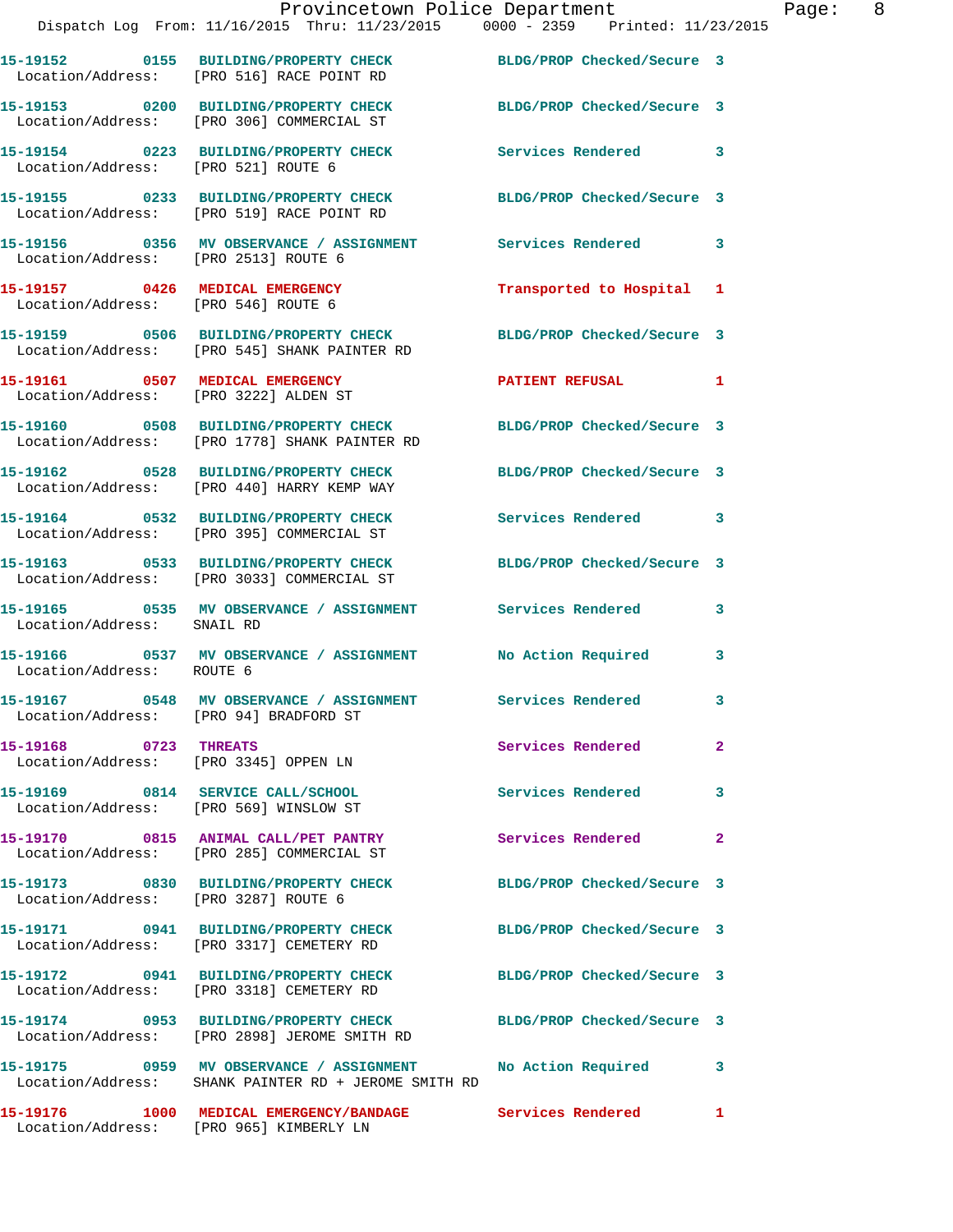15-19152 0155 BUILDING/PROPERTY CHECK BLDG/PROP Checked/Secure 3
Location/Address: [PRO 516] RACE POINT RD

15-19153 0200 BUILDING/PROPERTY CHECK BLDG/PROP Checked/Secure 3
Location/Address: [PRO 306] COMMERCIAL ST

15-19154 0223 BUILDING/PROPERTY CHECK Services Rendered 3
Location/Address: [PRO 521] ROUTE 6

15-19155 0233 BUILDING/PROPERTY CHECK BLDG/PROP Checked/Secure 3
Location/Address: [PRO 519] RACE POINT RD

15-19156 0356 MV OBSERVANCE / ASSIGNMENT Services Rendered 3
Location/Address: [PRO 2513] ROUTE 6

15-19157 0426 MEDICAL EMERGENCY Transported to Hospital 1
Location/Address: [PRO 546] ROUTE 6

15-19159 0506 BUILDING/PROPERTY CHECK BLDG/PROP Checked/Secure 3
Location/Address: [PRO 545] SHANK PAINTER RD

15-19161 0507 MEDICAL EMERGENCY PATIENT REFUSAL 1
Location/Address: [PRO 3222] ALDEN ST

15-19160 0508 BUILDING/PROPERTY CHECK BLDG/PROP Checked/Secure 3
Location/Address: [PRO 1778] SHANK PAINTER RD

15-19162 0528 BUILDING/PROPERTY CHECK BLDG/PROP Checked/Secure 3
Location/Address: [PRO 440] HARRY KEMP WAY

15-19164 0532 BUILDING/PROPERTY CHECK Services Rendered 3
Location/Address: [PRO 395] COMMERCIAL ST

15-19163 0533 BUILDING/PROPERTY CHECK BLDG/PROP Checked/Secure 3
Location/Address: [PRO 3033] COMMERCIAL ST

15-19165 0535 MV OBSERVANCE / ASSIGNMENT Services Rendered 3
Location/Address: SNAIL RD

15-19166 0537 MV OBSERVANCE / ASSIGNMENT No Action Required 3
Location/Address: ROUTE 6

15-19167 0548 MV OBSERVANCE / ASSIGNMENT Services Rendered 3
Location/Address: [PRO 94] BRADFORD ST

15-19168 0723 THREATS Services Rendered 2
Location/Address: [PRO 3345] OPPEN LN

15-19169 0814 SERVICE CALL/SCHOOL Services Rendered 3
Location/Address: [PRO 569] WINSLOW ST

15-19170 0815 ANIMAL CALL/PET PANTRY Services Rendered 2
Location/Address: [PRO 285] COMMERCIAL ST

15-19173 0830 BUILDING/PROPERTY CHECK BLDG/PROP Checked/Secure 3
Location/Address: [PRO 3287] ROUTE 6

15-19171 0941 BUILDING/PROPERTY CHECK BLDG/PROP Checked/Secure 3
Location/Address: [PRO 3317] CEMETERY RD

15-19172 0941 BUILDING/PROPERTY CHECK BLDG/PROP Checked/Secure 3
Location/Address: [PRO 3318] CEMETERY RD

15-19174 0953 BUILDING/PROPERTY CHECK BLDG/PROP Checked/Secure 3
Location/Address: [PRO 2898] JEROME SMITH RD

15-19175 0959 MV OBSERVANCE / ASSIGNMENT No Action Required 3
Location/Address: SHANK PAINTER RD + JEROME SMITH RD

15-19176 1000 MEDICAL EMERGENCY/BANDAGE Services Rendered 1
Location/Address: [PRO 965] KIMBERLY LN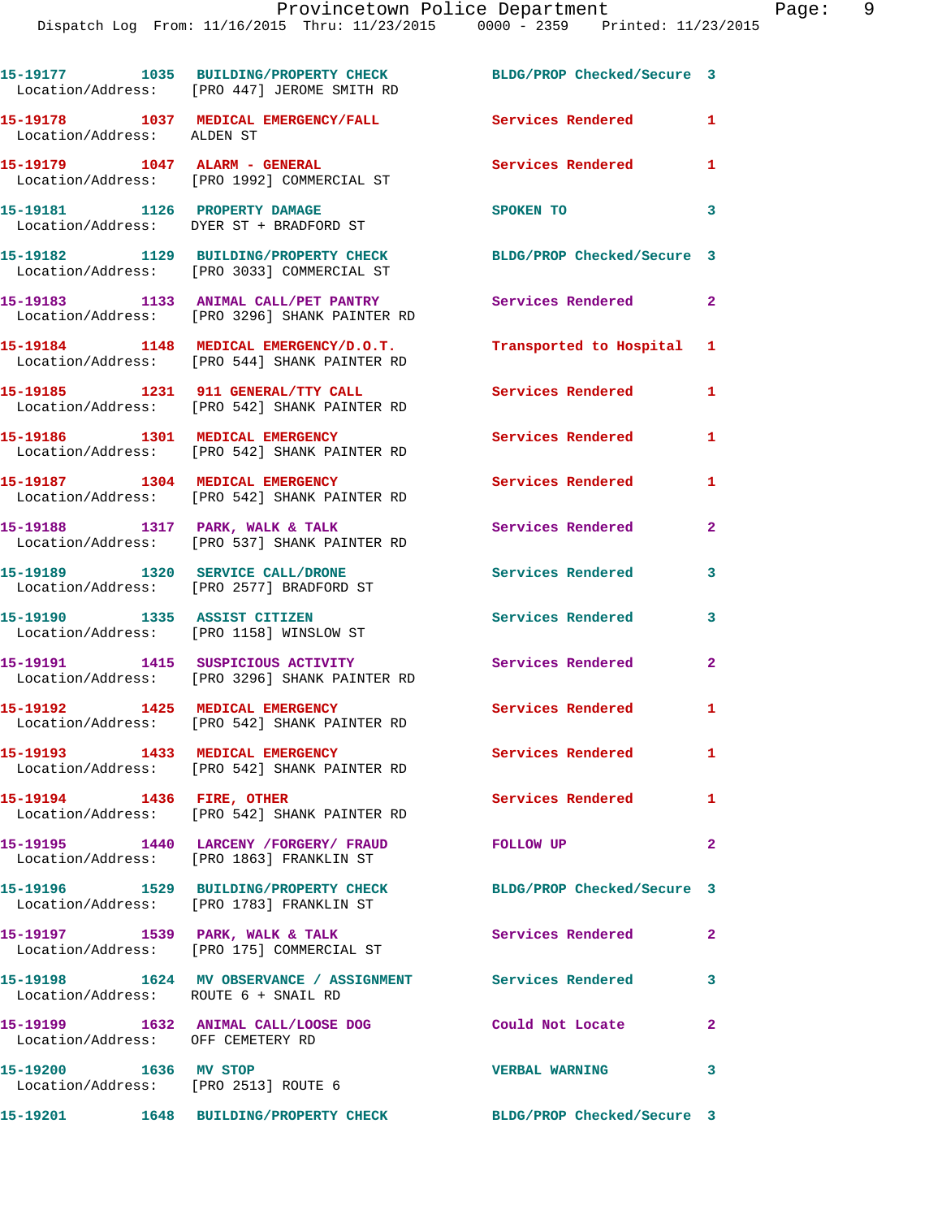```
15-19177        1035  BUILDING/PROPERTY CHECK          BLDG/PROP Checked/Secure  3
  Location/Address:    [PRO 447] JEROME SMITH RD

15-19178        1037  MEDICAL EMERGENCY/FALL           Services Rendered         1
  Location/Address:    ALDEN ST

15-19179        1047  ALARM - GENERAL                  Services Rendered         1
  Location/Address:    [PRO 1992] COMMERCIAL ST

15-19181        1126  PROPERTY DAMAGE                  SPOKEN TO                 3
  Location/Address:    DYER ST + BRADFORD ST

15-19182        1129  BUILDING/PROPERTY CHECK          BLDG/PROP Checked/Secure  3
  Location/Address:    [PRO 3033] COMMERCIAL ST

15-19183        1133  ANIMAL CALL/PET PANTRY           Services Rendered         2
  Location/Address:    [PRO 3296] SHANK PAINTER RD

15-19184        1148  MEDICAL EMERGENCY/D.O.T.         Transported to Hospital   1
  Location/Address:    [PRO 544] SHANK PAINTER RD

15-19185        1231  911 GENERAL/TTY CALL             Services Rendered         1
  Location/Address:    [PRO 542] SHANK PAINTER RD

15-19186        1301  MEDICAL EMERGENCY                Services Rendered         1
  Location/Address:    [PRO 542] SHANK PAINTER RD

15-19187        1304  MEDICAL EMERGENCY                Services Rendered         1
  Location/Address:    [PRO 542] SHANK PAINTER RD

15-19188        1317  PARK, WALK & TALK                Services Rendered         2
  Location/Address:    [PRO 537] SHANK PAINTER RD

15-19189        1320  SERVICE CALL/DRONE               Services Rendered         3
  Location/Address:    [PRO 2577] BRADFORD ST

15-19190        1335  ASSIST CITIZEN                   Services Rendered         3
  Location/Address:    [PRO 1158] WINSLOW ST

15-19191        1415  SUSPICIOUS ACTIVITY              Services Rendered         2
  Location/Address:    [PRO 3296] SHANK PAINTER RD

15-19192        1425  MEDICAL EMERGENCY                Services Rendered         1
  Location/Address:    [PRO 542] SHANK PAINTER RD

15-19193        1433  MEDICAL EMERGENCY                Services Rendered         1
  Location/Address:    [PRO 542] SHANK PAINTER RD

15-19194        1436  FIRE, OTHER                      Services Rendered         1
  Location/Address:    [PRO 542] SHANK PAINTER RD

15-19195        1440  LARCENY /FORGERY/ FRAUD          FOLLOW UP                 2
  Location/Address:    [PRO 1863] FRANKLIN ST

15-19196        1529  BUILDING/PROPERTY CHECK          BLDG/PROP Checked/Secure  3
  Location/Address:    [PRO 1783] FRANKLIN ST

15-19197        1539  PARK, WALK & TALK                Services Rendered         2
  Location/Address:    [PRO 175] COMMERCIAL ST

15-19198        1624  MV OBSERVANCE / ASSIGNMENT       Services Rendered         3
  Location/Address:    ROUTE 6 + SNAIL RD

15-19199        1632  ANIMAL CALL/LOOSE DOG            Could Not Locate          2
  Location/Address:    OFF CEMETERY RD

15-19200        1636  MV STOP                          VERBAL WARNING            3
  Location/Address:    [PRO 2513] ROUTE 6

15-19201        1648  BUILDING/PROPERTY CHECK          BLDG/PROP Checked/Secure  3
```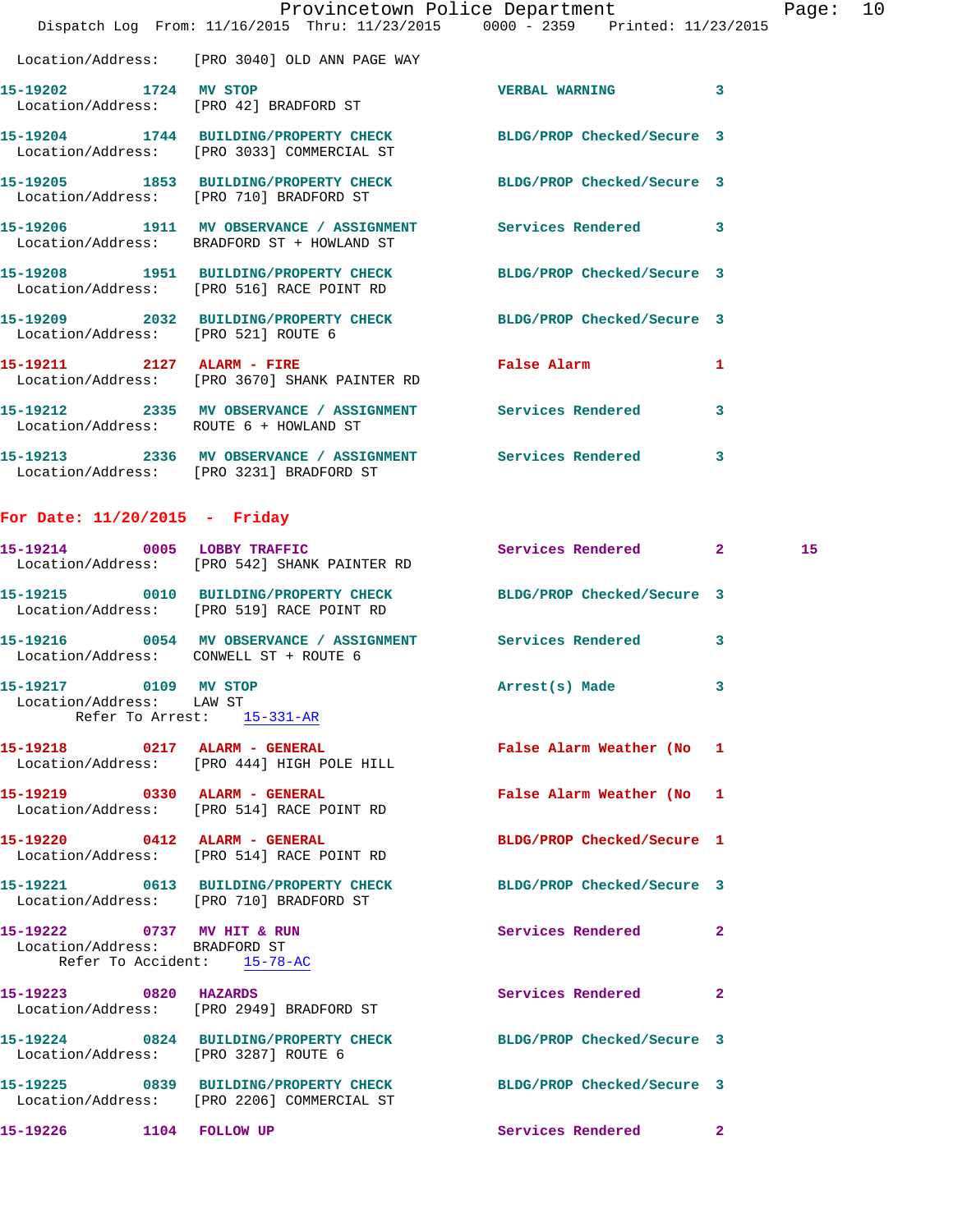Location/Address: [PRO 3040] OLD ANN PAGE WAY

**15-19202** 1724 **MV STOP** VERBAL WARNING 3
Location/Address: [PRO 42] BRADFORD ST

**15-19204** 1744 **BUILDING/PROPERTY CHECK** BLDG/PROP Checked/Secure 3
Location/Address: [PRO 3033] COMMERCIAL ST

**15-19205** 1853 **BUILDING/PROPERTY CHECK** BLDG/PROP Checked/Secure 3
Location/Address: [PRO 710] BRADFORD ST

**15-19206** 1911 **MV OBSERVANCE / ASSIGNMENT** Services Rendered 3
Location/Address: BRADFORD ST + HOWLAND ST

**15-19208** 1951 **BUILDING/PROPERTY CHECK** BLDG/PROP Checked/Secure 3
Location/Address: [PRO 516] RACE POINT RD

**15-19209** 2032 **BUILDING/PROPERTY CHECK** BLDG/PROP Checked/Secure 3
Location/Address: [PRO 521] ROUTE 6

**15-19211** 2127 **ALARM - FIRE** False Alarm 1
Location/Address: [PRO 3670] SHANK PAINTER RD

**15-19212** 2335 **MV OBSERVANCE / ASSIGNMENT** Services Rendered 3
Location/Address: ROUTE 6 + HOWLAND ST

**15-19213** 2336 **MV OBSERVANCE / ASSIGNMENT** Services Rendered 3
Location/Address: [PRO 3231] BRADFORD ST

## For Date: 11/20/2015 - Friday

**15-19214** 0005 **LOBBY TRAFFIC** Services Rendered 2 15
Location/Address: [PRO 542] SHANK PAINTER RD

**15-19215** 0010 **BUILDING/PROPERTY CHECK** BLDG/PROP Checked/Secure 3
Location/Address: [PRO 519] RACE POINT RD

**15-19216** 0054 **MV OBSERVANCE / ASSIGNMENT** Services Rendered 3
Location/Address: CONWELL ST + ROUTE 6

**15-19217** 0109 **MV STOP** Arrest(s) Made 3
Location/Address: LAW ST
Refer To Arrest: 15-331-AR

**15-19218** 0217 **ALARM - GENERAL** False Alarm Weather (No 1
Location/Address: [PRO 444] HIGH POLE HILL

**15-19219** 0330 **ALARM - GENERAL** False Alarm Weather (No 1
Location/Address: [PRO 514] RACE POINT RD

**15-19220** 0412 **ALARM - GENERAL** BLDG/PROP Checked/Secure 1
Location/Address: [PRO 514] RACE POINT RD

**15-19221** 0613 **BUILDING/PROPERTY CHECK** BLDG/PROP Checked/Secure 3
Location/Address: [PRO 710] BRADFORD ST

**15-19222** 0737 **MV HIT & RUN** Services Rendered 2
Location/Address: BRADFORD ST
Refer To Accident: 15-78-AC

**15-19223** 0820 **HAZARDS** Services Rendered 2
Location/Address: [PRO 2949] BRADFORD ST

**15-19224** 0824 **BUILDING/PROPERTY CHECK** BLDG/PROP Checked/Secure 3
Location/Address: [PRO 3287] ROUTE 6

**15-19225** 0839 **BUILDING/PROPERTY CHECK** BLDG/PROP Checked/Secure 3
Location/Address: [PRO 2206] COMMERCIAL ST

**15-19226** 1104 **FOLLOW UP** Services Rendered 2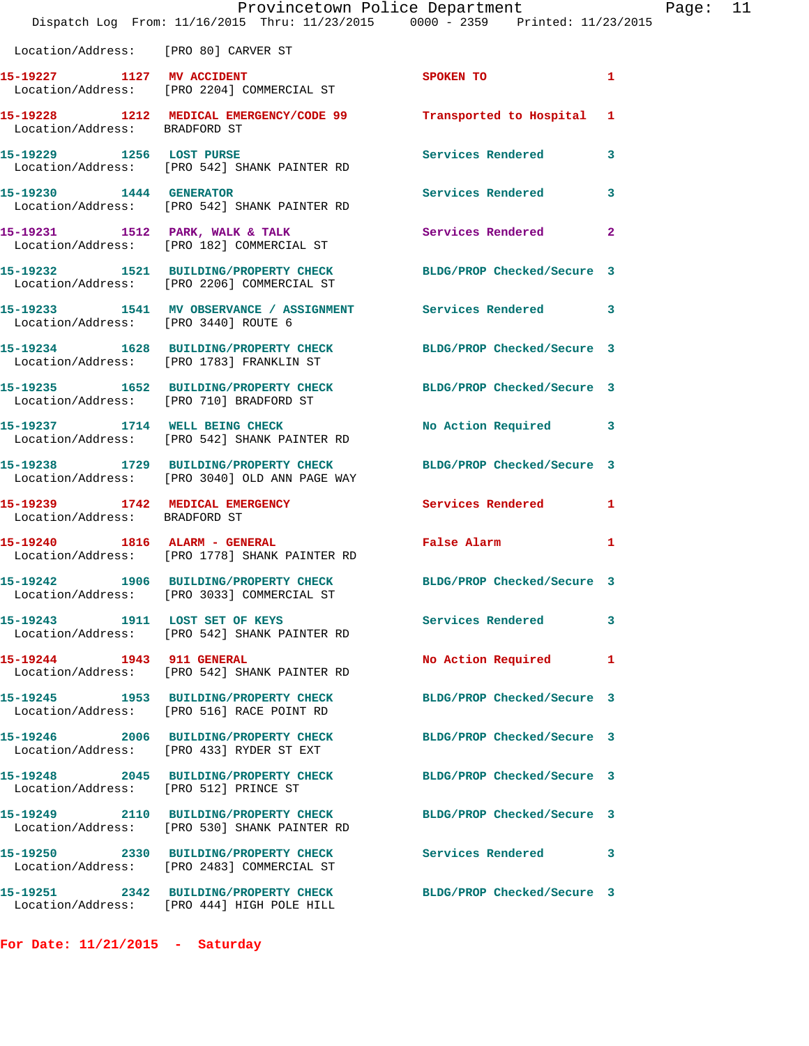Location/Address: [PRO 80] CARVER ST

| Call # | Time | Call Reason | Action | Priority |
|---|---|---|---|---|
| 15-19227 | 1127 | MV ACCIDENT | SPOKEN TO | 1 |
| Location/Address: | [PRO 2204] COMMERCIAL ST | | | |
| 15-19228 | 1212 | MEDICAL EMERGENCY/CODE 99 | Transported to Hospital | 1 |
| Location/Address: | BRADFORD ST | | | |
| 15-19229 | 1256 | LOST PURSE | Services Rendered | 3 |
| Location/Address: | [PRO 542] SHANK PAINTER RD | | | |
| 15-19230 | 1444 | GENERATOR | Services Rendered | 3 |
| Location/Address: | [PRO 542] SHANK PAINTER RD | | | |
| 15-19231 | 1512 | PARK, WALK & TALK | Services Rendered | 2 |
| Location/Address: | [PRO 182] COMMERCIAL ST | | | |
| 15-19232 | 1521 | BUILDING/PROPERTY CHECK | BLDG/PROP Checked/Secure | 3 |
| Location/Address: | [PRO 2206] COMMERCIAL ST | | | |
| 15-19233 | 1541 | MV OBSERVANCE / ASSIGNMENT | Services Rendered | 3 |
| Location/Address: | [PRO 3440] ROUTE 6 | | | |
| 15-19234 | 1628 | BUILDING/PROPERTY CHECK | BLDG/PROP Checked/Secure | 3 |
| Location/Address: | [PRO 1783] FRANKLIN ST | | | |
| 15-19235 | 1652 | BUILDING/PROPERTY CHECK | BLDG/PROP Checked/Secure | 3 |
| Location/Address: | [PRO 710] BRADFORD ST | | | |
| 15-19237 | 1714 | WELL BEING CHECK | No Action Required | 3 |
| Location/Address: | [PRO 542] SHANK PAINTER RD | | | |
| 15-19238 | 1729 | BUILDING/PROPERTY CHECK | BLDG/PROP Checked/Secure | 3 |
| Location/Address: | [PRO 3040] OLD ANN PAGE WAY | | | |
| 15-19239 | 1742 | MEDICAL EMERGENCY | Services Rendered | 1 |
| Location/Address: | BRADFORD ST | | | |
| 15-19240 | 1816 | ALARM - GENERAL | False Alarm | 1 |
| Location/Address: | [PRO 1778] SHANK PAINTER RD | | | |
| 15-19242 | 1906 | BUILDING/PROPERTY CHECK | BLDG/PROP Checked/Secure | 3 |
| Location/Address: | [PRO 3033] COMMERCIAL ST | | | |
| 15-19243 | 1911 | LOST SET OF KEYS | Services Rendered | 3 |
| Location/Address: | [PRO 542] SHANK PAINTER RD | | | |
| 15-19244 | 1943 | 911 GENERAL | No Action Required | 1 |
| Location/Address: | [PRO 542] SHANK PAINTER RD | | | |
| 15-19245 | 1953 | BUILDING/PROPERTY CHECK | BLDG/PROP Checked/Secure | 3 |
| Location/Address: | [PRO 516] RACE POINT RD | | | |
| 15-19246 | 2006 | BUILDING/PROPERTY CHECK | BLDG/PROP Checked/Secure | 3 |
| Location/Address: | [PRO 433] RYDER ST EXT | | | |
| 15-19248 | 2045 | BUILDING/PROPERTY CHECK | BLDG/PROP Checked/Secure | 3 |
| Location/Address: | [PRO 512] PRINCE ST | | | |
| 15-19249 | 2110 | BUILDING/PROPERTY CHECK | BLDG/PROP Checked/Secure | 3 |
| Location/Address: | [PRO 530] SHANK PAINTER RD | | | |
| 15-19250 | 2330 | BUILDING/PROPERTY CHECK | Services Rendered | 3 |
| Location/Address: | [PRO 2483] COMMERCIAL ST | | | |
| 15-19251 | 2342 | BUILDING/PROPERTY CHECK | BLDG/PROP Checked/Secure | 3 |
| Location/Address: | [PRO 444] HIGH POLE HILL | | | |

**For Date: 11/21/2015 - Saturday**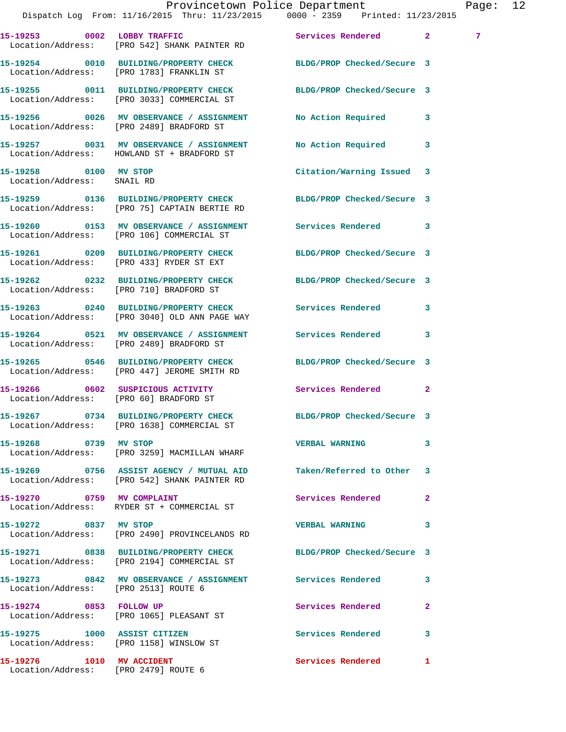| Call # | Time | Call Type | Disposition | Priority | |
|---|---|---|---|---|---|
| 15-19253 | 0002 | LOBBY TRAFFIC | Services Rendered | 2 | 7 |
| Location/Address: | | [PRO 542] SHANK PAINTER RD | | | |
| 15-19254 | 0010 | BUILDING/PROPERTY CHECK | BLDG/PROP Checked/Secure | 3 | |
| Location/Address: | | [PRO 1783] FRANKLIN ST | | | |
| 15-19255 | 0011 | BUILDING/PROPERTY CHECK | BLDG/PROP Checked/Secure | 3 | |
| Location/Address: | | [PRO 3033] COMMERCIAL ST | | | |
| 15-19256 | 0026 | MV OBSERVANCE / ASSIGNMENT | No Action Required | 3 | |
| Location/Address: | | [PRO 2489] BRADFORD ST | | | |
| 15-19257 | 0031 | MV OBSERVANCE / ASSIGNMENT | No Action Required | 3 | |
| Location/Address: | | HOWLAND ST + BRADFORD ST | | | |
| 15-19258 | 0100 | MV STOP | Citation/Warning Issued | 3 | |
| Location/Address: | | SNAIL RD | | | |
| 15-19259 | 0136 | BUILDING/PROPERTY CHECK | BLDG/PROP Checked/Secure | 3 | |
| Location/Address: | | [PRO 75] CAPTAIN BERTIE RD | | | |
| 15-19260 | 0153 | MV OBSERVANCE / ASSIGNMENT | Services Rendered | 3 | |
| Location/Address: | | [PRO 106] COMMERCIAL ST | | | |
| 15-19261 | 0209 | BUILDING/PROPERTY CHECK | BLDG/PROP Checked/Secure | 3 | |
| Location/Address: | | [PRO 433] RYDER ST EXT | | | |
| 15-19262 | 0232 | BUILDING/PROPERTY CHECK | BLDG/PROP Checked/Secure | 3 | |
| Location/Address: | | [PRO 710] BRADFORD ST | | | |
| 15-19263 | 0240 | BUILDING/PROPERTY CHECK | Services Rendered | 3 | |
| Location/Address: | | [PRO 3040] OLD ANN PAGE WAY | | | |
| 15-19264 | 0521 | MV OBSERVANCE / ASSIGNMENT | Services Rendered | 3 | |
| Location/Address: | | [PRO 2489] BRADFORD ST | | | |
| 15-19265 | 0546 | BUILDING/PROPERTY CHECK | BLDG/PROP Checked/Secure | 3 | |
| Location/Address: | | [PRO 447] JEROME SMITH RD | | | |
| 15-19266 | 0602 | SUSPICIOUS ACTIVITY | Services Rendered | 2 | |
| Location/Address: | | [PRO 60] BRADFORD ST | | | |
| 15-19267 | 0734 | BUILDING/PROPERTY CHECK | BLDG/PROP Checked/Secure | 3 | |
| Location/Address: | | [PRO 1638] COMMERCIAL ST | | | |
| 15-19268 | 0739 | MV STOP | VERBAL WARNING | 3 | |
| Location/Address: | | [PRO 3259] MACMILLAN WHARF | | | |
| 15-19269 | 0756 | ASSIST AGENCY / MUTUAL AID | Taken/Referred to Other | 3 | |
| Location/Address: | | [PRO 542] SHANK PAINTER RD | | | |
| 15-19270 | 0759 | MV COMPLAINT | Services Rendered | 2 | |
| Location/Address: | | RYDER ST + COMMERCIAL ST | | | |
| 15-19272 | 0837 | MV STOP | VERBAL WARNING | 3 | |
| Location/Address: | | [PRO 2490] PROVINCELANDS RD | | | |
| 15-19271 | 0838 | BUILDING/PROPERTY CHECK | BLDG/PROP Checked/Secure | 3 | |
| Location/Address: | | [PRO 2194] COMMERCIAL ST | | | |
| 15-19273 | 0842 | MV OBSERVANCE / ASSIGNMENT | Services Rendered | 3 | |
| Location/Address: | | [PRO 2513] ROUTE 6 | | | |
| 15-19274 | 0853 | FOLLOW UP | Services Rendered | 2 | |
| Location/Address: | | [PRO 1065] PLEASANT ST | | | |
| 15-19275 | 1000 | ASSIST CITIZEN | Services Rendered | 3 | |
| Location/Address: | | [PRO 1158] WINSLOW ST | | | |
| 15-19276 | 1010 | MV ACCIDENT | Services Rendered | 1 | |
| Location/Address: | | [PRO 2479] ROUTE 6 | | | |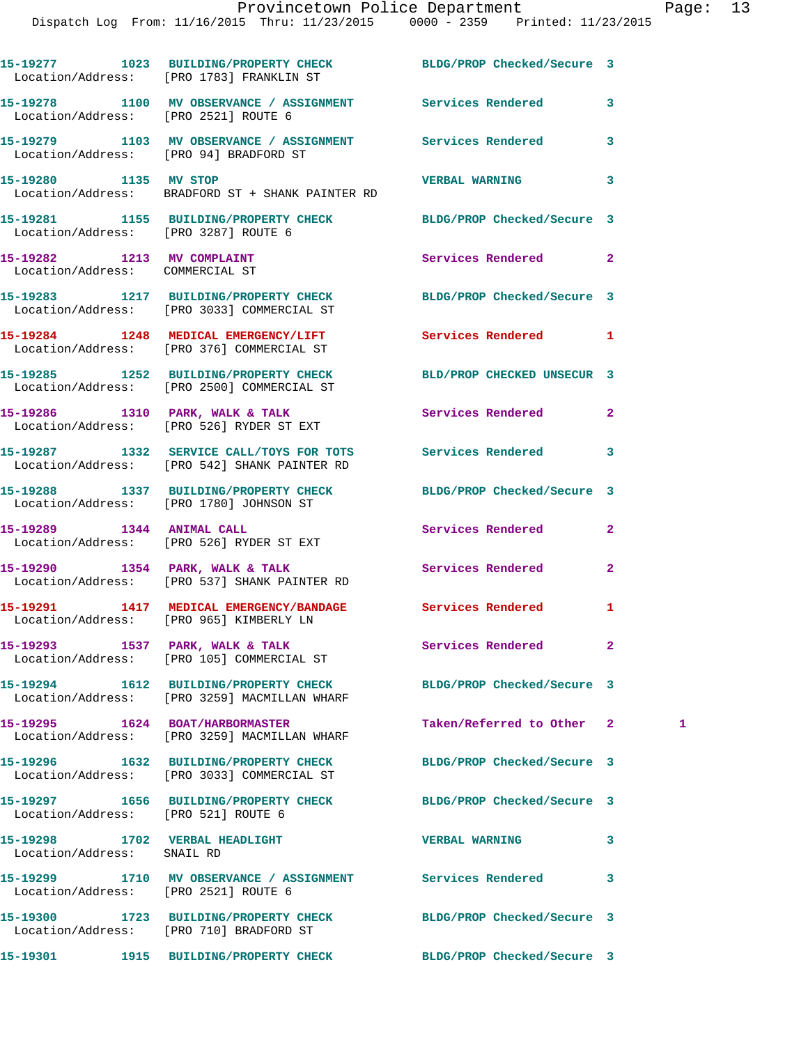15-19277 1023 BUILDING/PROPERTY CHECK BLDG/PROP Checked/Secure 3
Location/Address: [PRO 1783] FRANKLIN ST

15-19278 1100 MV OBSERVANCE / ASSIGNMENT Services Rendered 3
Location/Address: [PRO 2521] ROUTE 6

15-19279 1103 MV OBSERVANCE / ASSIGNMENT Services Rendered 3
Location/Address: [PRO 94] BRADFORD ST

15-19280 1135 MV STOP VERBAL WARNING 3
Location/Address: BRADFORD ST + SHANK PAINTER RD

15-19281 1155 BUILDING/PROPERTY CHECK BLDG/PROP Checked/Secure 3
Location/Address: [PRO 3287] ROUTE 6

15-19282 1213 MV COMPLAINT Services Rendered 2
Location/Address: COMMERCIAL ST

15-19283 1217 BUILDING/PROPERTY CHECK BLDG/PROP Checked/Secure 3
Location/Address: [PRO 3033] COMMERCIAL ST

15-19284 1248 MEDICAL EMERGENCY/LIFT Services Rendered 1
Location/Address: [PRO 376] COMMERCIAL ST

15-19285 1252 BUILDING/PROPERTY CHECK BLD/PROP CHECKED UNSECUR 3
Location/Address: [PRO 2500] COMMERCIAL ST

15-19286 1310 PARK, WALK & TALK Services Rendered 2
Location/Address: [PRO 526] RYDER ST EXT

15-19287 1332 SERVICE CALL/TOYS FOR TOTS Services Rendered 3
Location/Address: [PRO 542] SHANK PAINTER RD

15-19288 1337 BUILDING/PROPERTY CHECK BLDG/PROP Checked/Secure 3
Location/Address: [PRO 1780] JOHNSON ST

15-19289 1344 ANIMAL CALL Services Rendered 2
Location/Address: [PRO 526] RYDER ST EXT

15-19290 1354 PARK, WALK & TALK Services Rendered 2
Location/Address: [PRO 537] SHANK PAINTER RD

15-19291 1417 MEDICAL EMERGENCY/BANDAGE Services Rendered 1
Location/Address: [PRO 965] KIMBERLY LN

15-19293 1537 PARK, WALK & TALK Services Rendered 2
Location/Address: [PRO 105] COMMERCIAL ST

15-19294 1612 BUILDING/PROPERTY CHECK BLDG/PROP Checked/Secure 3
Location/Address: [PRO 3259] MACMILLAN WHARF

15-19295 1624 BOAT/HARBORMASTER Taken/Referred to Other 2 1
Location/Address: [PRO 3259] MACMILLAN WHARF

15-19296 1632 BUILDING/PROPERTY CHECK BLDG/PROP Checked/Secure 3
Location/Address: [PRO 3033] COMMERCIAL ST

15-19297 1656 BUILDING/PROPERTY CHECK BLDG/PROP Checked/Secure 3
Location/Address: [PRO 521] ROUTE 6

15-19298 1702 VERBAL HEADLIGHT VERBAL WARNING 3
Location/Address: SNAIL RD

15-19299 1710 MV OBSERVANCE / ASSIGNMENT Services Rendered 3
Location/Address: [PRO 2521] ROUTE 6

15-19300 1723 BUILDING/PROPERTY CHECK BLDG/PROP Checked/Secure 3
Location/Address: [PRO 710] BRADFORD ST

15-19301 1915 BUILDING/PROPERTY CHECK BLDG/PROP Checked/Secure 3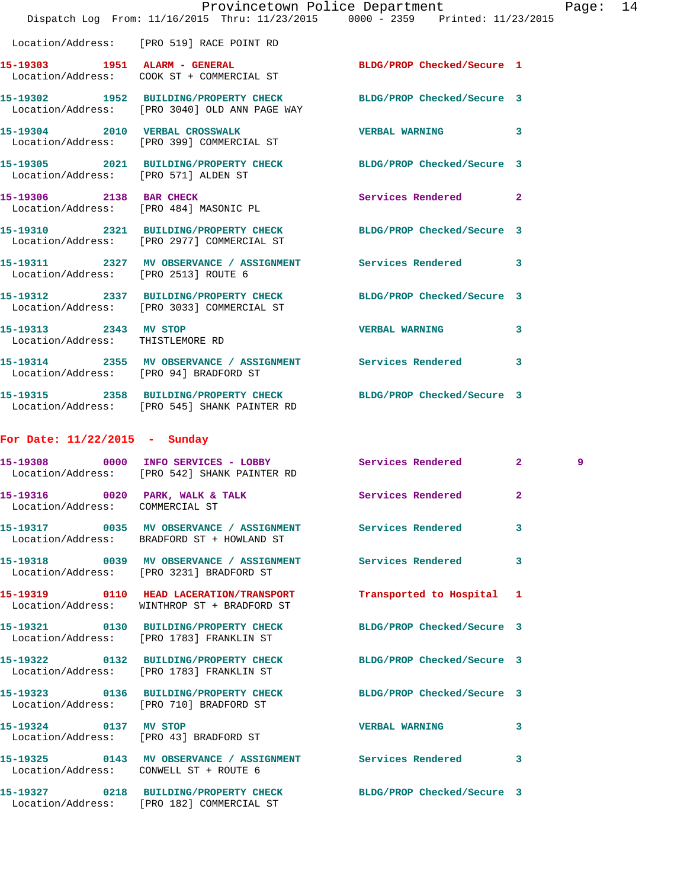Location/Address: [PRO 519] RACE POINT RD

**15-19303 1951 ALARM - GENERAL** BLDG/PROP Checked/Secure 1
Location/Address: COOK ST + COMMERCIAL ST

**15-19302 1952 BUILDING/PROPERTY CHECK** BLDG/PROP Checked/Secure 3
Location/Address: [PRO 3040] OLD ANN PAGE WAY

**15-19304 2010 VERBAL CROSSWALK** VERBAL WARNING 3
Location/Address: [PRO 399] COMMERCIAL ST

**15-19305 2021 BUILDING/PROPERTY CHECK** BLDG/PROP Checked/Secure 3
Location/Address: [PRO 571] ALDEN ST

**15-19306 2138 BAR CHECK** Services Rendered 2
Location/Address: [PRO 484] MASONIC PL

**15-19310 2321 BUILDING/PROPERTY CHECK** BLDG/PROP Checked/Secure 3
Location/Address: [PRO 2977] COMMERCIAL ST

**15-19311 2327 MV OBSERVANCE / ASSIGNMENT** Services Rendered 3
Location/Address: [PRO 2513] ROUTE 6

**15-19312 2337 BUILDING/PROPERTY CHECK** BLDG/PROP Checked/Secure 3
Location/Address: [PRO 3033] COMMERCIAL ST

**15-19313 2343 MV STOP** VERBAL WARNING 3
Location/Address: THISTLEMORE RD

**15-19314 2355 MV OBSERVANCE / ASSIGNMENT** Services Rendered 3
Location/Address: [PRO 94] BRADFORD ST

**15-19315 2358 BUILDING/PROPERTY CHECK** BLDG/PROP Checked/Secure 3
Location/Address: [PRO 545] SHANK PAINTER RD

## For Date: 11/22/2015 - Sunday

**15-19308 0000 INFO SERVICES - LOBBY** Services Rendered 2 9
Location/Address: [PRO 542] SHANK PAINTER RD

**15-19316 0020 PARK, WALK & TALK** Services Rendered 2
Location/Address: COMMERCIAL ST

**15-19317 0035 MV OBSERVANCE / ASSIGNMENT** Services Rendered 3
Location/Address: BRADFORD ST + HOWLAND ST

**15-19318 0039 MV OBSERVANCE / ASSIGNMENT** Services Rendered 3
Location/Address: [PRO 3231] BRADFORD ST

**15-19319 0110 HEAD LACERATION/TRANSPORT** Transported to Hospital 1
Location/Address: WINTHROP ST + BRADFORD ST

**15-19321 0130 BUILDING/PROPERTY CHECK** BLDG/PROP Checked/Secure 3
Location/Address: [PRO 1783] FRANKLIN ST

**15-19322 0132 BUILDING/PROPERTY CHECK** BLDG/PROP Checked/Secure 3
Location/Address: [PRO 1783] FRANKLIN ST

**15-19323 0136 BUILDING/PROPERTY CHECK** BLDG/PROP Checked/Secure 3
Location/Address: [PRO 710] BRADFORD ST

**15-19324 0137 MV STOP** VERBAL WARNING 3
Location/Address: [PRO 43] BRADFORD ST

**15-19325 0143 MV OBSERVANCE / ASSIGNMENT** Services Rendered 3
Location/Address: CONWELL ST + ROUTE 6

**15-19327 0218 BUILDING/PROPERTY CHECK** BLDG/PROP Checked/Secure 3
Location/Address: [PRO 182] COMMERCIAL ST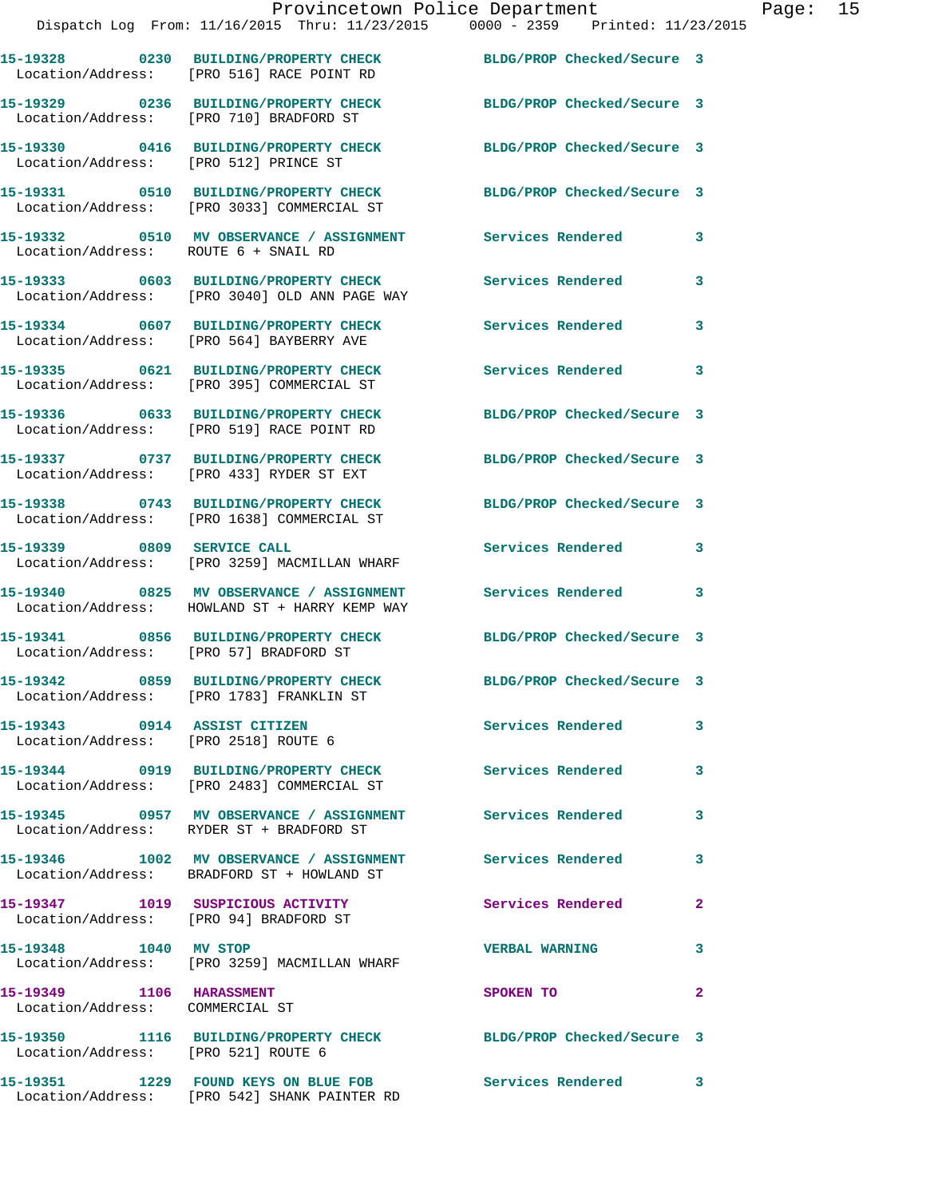| Call Number | Time | Call Type | Disposition | Priority |
|---|---|---|---|---|
| 15-19328 | 0230 | BUILDING/PROPERTY CHECK | BLDG/PROP Checked/Secure | 3 |
| Location/Address: | | [PRO 516] RACE POINT RD | | |
| 15-19329 | 0236 | BUILDING/PROPERTY CHECK | BLDG/PROP Checked/Secure | 3 |
| Location/Address: | | [PRO 710] BRADFORD ST | | |
| 15-19330 | 0416 | BUILDING/PROPERTY CHECK | BLDG/PROP Checked/Secure | 3 |
| Location/Address: | | [PRO 512] PRINCE ST | | |
| 15-19331 | 0510 | BUILDING/PROPERTY CHECK | BLDG/PROP Checked/Secure | 3 |
| Location/Address: | | [PRO 3033] COMMERCIAL ST | | |
| 15-19332 | 0510 | MV OBSERVANCE / ASSIGNMENT | Services Rendered | 3 |
| Location/Address: | | ROUTE 6 + SNAIL RD | | |
| 15-19333 | 0603 | BUILDING/PROPERTY CHECK | Services Rendered | 3 |
| Location/Address: | | [PRO 3040] OLD ANN PAGE WAY | | |
| 15-19334 | 0607 | BUILDING/PROPERTY CHECK | Services Rendered | 3 |
| Location/Address: | | [PRO 564] BAYBERRY AVE | | |
| 15-19335 | 0621 | BUILDING/PROPERTY CHECK | Services Rendered | 3 |
| Location/Address: | | [PRO 395] COMMERCIAL ST | | |
| 15-19336 | 0633 | BUILDING/PROPERTY CHECK | BLDG/PROP Checked/Secure | 3 |
| Location/Address: | | [PRO 519] RACE POINT RD | | |
| 15-19337 | 0737 | BUILDING/PROPERTY CHECK | BLDG/PROP Checked/Secure | 3 |
| Location/Address: | | [PRO 433] RYDER ST EXT | | |
| 15-19338 | 0743 | BUILDING/PROPERTY CHECK | BLDG/PROP Checked/Secure | 3 |
| Location/Address: | | [PRO 1638] COMMERCIAL ST | | |
| 15-19339 | 0809 | SERVICE CALL | Services Rendered | 3 |
| Location/Address: | | [PRO 3259] MACMILLAN WHARF | | |
| 15-19340 | 0825 | MV OBSERVANCE / ASSIGNMENT | Services Rendered | 3 |
| Location/Address: | | HOWLAND ST + HARRY KEMP WAY | | |
| 15-19341 | 0856 | BUILDING/PROPERTY CHECK | BLDG/PROP Checked/Secure | 3 |
| Location/Address: | | [PRO 57] BRADFORD ST | | |
| 15-19342 | 0859 | BUILDING/PROPERTY CHECK | BLDG/PROP Checked/Secure | 3 |
| Location/Address: | | [PRO 1783] FRANKLIN ST | | |
| 15-19343 | 0914 | ASSIST CITIZEN | Services Rendered | 3 |
| Location/Address: | | [PRO 2518] ROUTE 6 | | |
| 15-19344 | 0919 | BUILDING/PROPERTY CHECK | Services Rendered | 3 |
| Location/Address: | | [PRO 2483] COMMERCIAL ST | | |
| 15-19345 | 0957 | MV OBSERVANCE / ASSIGNMENT | Services Rendered | 3 |
| Location/Address: | | RYDER ST + BRADFORD ST | | |
| 15-19346 | 1002 | MV OBSERVANCE / ASSIGNMENT | Services Rendered | 3 |
| Location/Address: | | BRADFORD ST + HOWLAND ST | | |
| 15-19347 | 1019 | SUSPICIOUS ACTIVITY | Services Rendered | 2 |
| Location/Address: | | [PRO 94] BRADFORD ST | | |
| 15-19348 | 1040 | MV STOP | VERBAL WARNING | 3 |
| Location/Address: | | [PRO 3259] MACMILLAN WHARF | | |
| 15-19349 | 1106 | HARASSMENT | SPOKEN TO | 2 |
| Location/Address: | | COMMERCIAL ST | | |
| 15-19350 | 1116 | BUILDING/PROPERTY CHECK | BLDG/PROP Checked/Secure | 3 |
| Location/Address: | | [PRO 521] ROUTE 6 | | |
| 15-19351 | 1229 | FOUND KEYS ON BLUE FOB | Services Rendered | 3 |
| Location/Address: | | [PRO 542] SHANK PAINTER RD | | |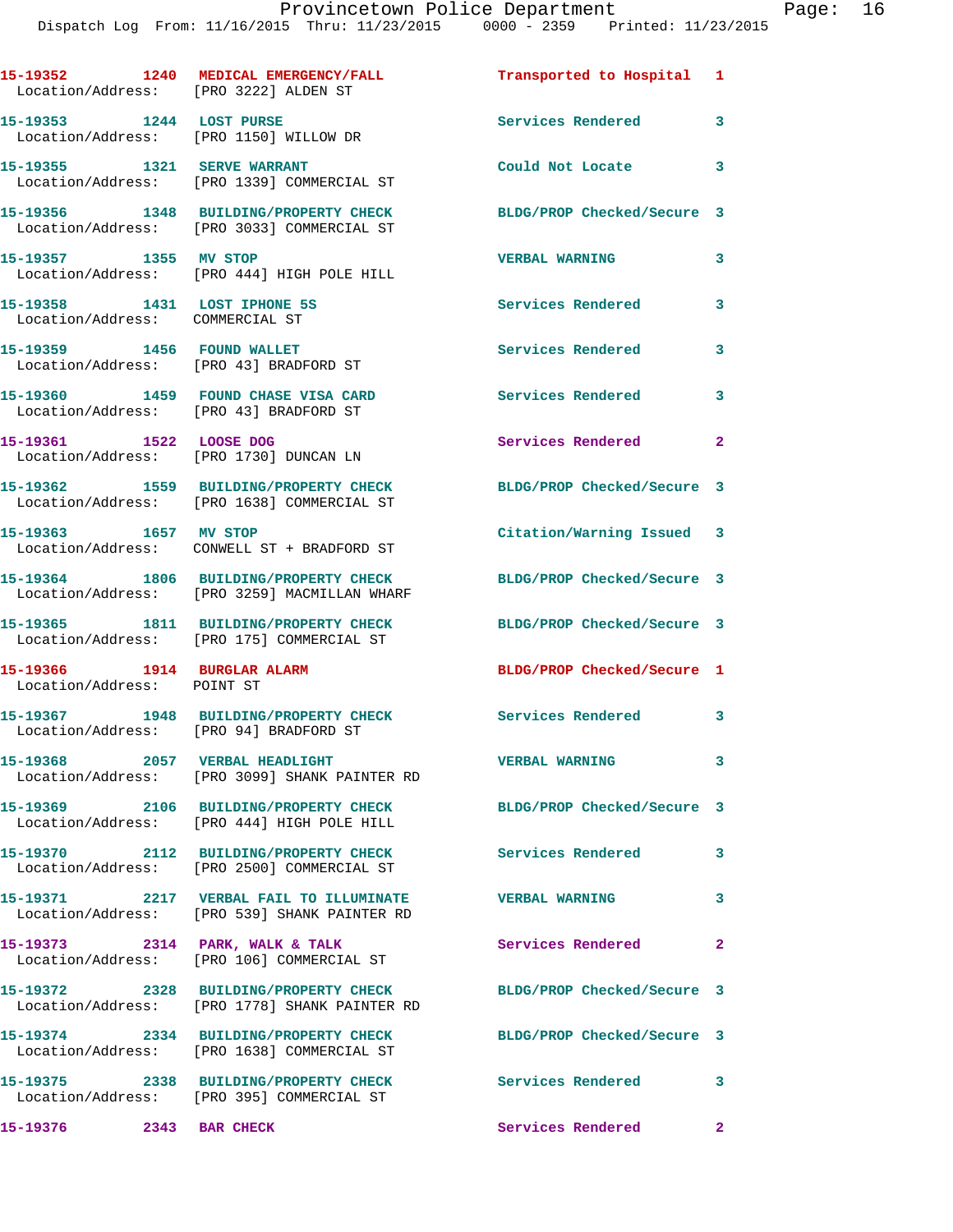15-19352 1240 MEDICAL EMERGENCY/FALL Transported to Hospital 1
Location/Address: [PRO 3222] ALDEN ST

15-19353 1244 LOST PURSE Services Rendered 3
Location/Address: [PRO 1150] WILLOW DR

15-19355 1321 SERVE WARRANT Could Not Locate 3
Location/Address: [PRO 1339] COMMERCIAL ST

15-19356 1348 BUILDING/PROPERTY CHECK BLDG/PROP Checked/Secure 3
Location/Address: [PRO 3033] COMMERCIAL ST

15-19357 1355 MV STOP VERBAL WARNING 3
Location/Address: [PRO 444] HIGH POLE HILL

15-19358 1431 LOST IPHONE 5S Services Rendered 3
Location/Address: COMMERCIAL ST

15-19359 1456 FOUND WALLET Services Rendered 3
Location/Address: [PRO 43] BRADFORD ST

15-19360 1459 FOUND CHASE VISA CARD Services Rendered 3
Location/Address: [PRO 43] BRADFORD ST

15-19361 1522 LOOSE DOG Services Rendered 2
Location/Address: [PRO 1730] DUNCAN LN

15-19362 1559 BUILDING/PROPERTY CHECK BLDG/PROP Checked/Secure 3
Location/Address: [PRO 1638] COMMERCIAL ST

15-19363 1657 MV STOP Citation/Warning Issued 3
Location/Address: CONWELL ST + BRADFORD ST

15-19364 1806 BUILDING/PROPERTY CHECK BLDG/PROP Checked/Secure 3
Location/Address: [PRO 3259] MACMILLAN WHARF

15-19365 1811 BUILDING/PROPERTY CHECK BLDG/PROP Checked/Secure 3
Location/Address: [PRO 175] COMMERCIAL ST

15-19366 1914 BURGLAR ALARM BLDG/PROP Checked/Secure 1
Location/Address: POINT ST

15-19367 1948 BUILDING/PROPERTY CHECK Services Rendered 3
Location/Address: [PRO 94] BRADFORD ST

15-19368 2057 VERBAL HEADLIGHT VERBAL WARNING 3
Location/Address: [PRO 3099] SHANK PAINTER RD

15-19369 2106 BUILDING/PROPERTY CHECK BLDG/PROP Checked/Secure 3
Location/Address: [PRO 444] HIGH POLE HILL

15-19370 2112 BUILDING/PROPERTY CHECK Services Rendered 3
Location/Address: [PRO 2500] COMMERCIAL ST

15-19371 2217 VERBAL FAIL TO ILLUMINATE VERBAL WARNING 3
Location/Address: [PRO 539] SHANK PAINTER RD

15-19373 2314 PARK, WALK & TALK Services Rendered 2
Location/Address: [PRO 106] COMMERCIAL ST

15-19372 2328 BUILDING/PROPERTY CHECK BLDG/PROP Checked/Secure 3
Location/Address: [PRO 1778] SHANK PAINTER RD

15-19374 2334 BUILDING/PROPERTY CHECK BLDG/PROP Checked/Secure 3
Location/Address: [PRO 1638] COMMERCIAL ST

15-19375 2338 BUILDING/PROPERTY CHECK Services Rendered 3
Location/Address: [PRO 395] COMMERCIAL ST

15-19376 2343 BAR CHECK Services Rendered 2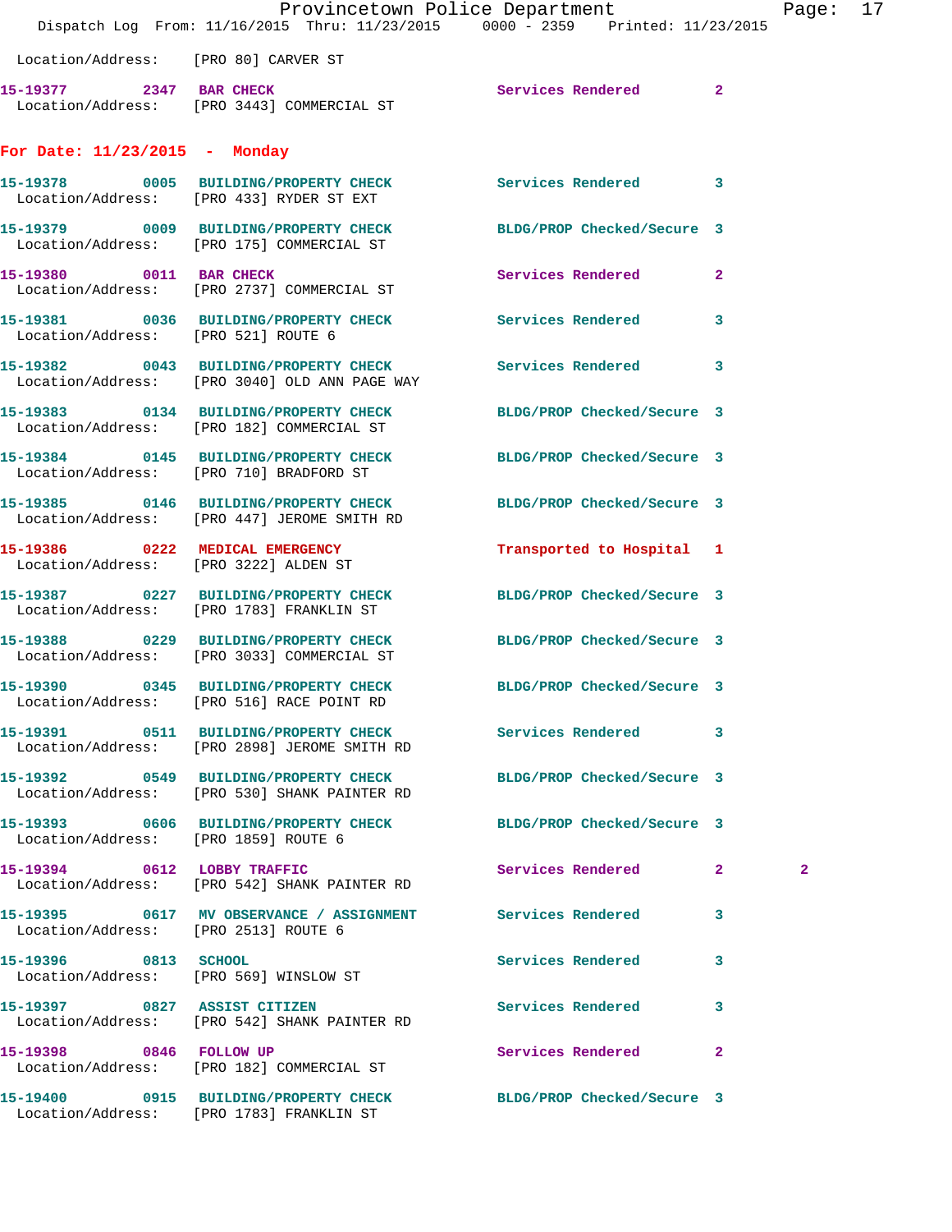Location/Address: [PRO 80] CARVER ST

15-19377 2347 BAR CHECK Services Rendered 2
Location/Address: [PRO 3443] COMMERCIAL ST

**For Date: 11/23/2015 - Monday**

15-19378 0005 BUILDING/PROPERTY CHECK Services Rendered 3
Location/Address: [PRO 433] RYDER ST EXT

15-19379 0009 BUILDING/PROPERTY CHECK BLDG/PROP Checked/Secure 3
Location/Address: [PRO 175] COMMERCIAL ST

15-19380 0011 BAR CHECK Services Rendered 2
Location/Address: [PRO 2737] COMMERCIAL ST

15-19381 0036 BUILDING/PROPERTY CHECK Services Rendered 3
Location/Address: [PRO 521] ROUTE 6

15-19382 0043 BUILDING/PROPERTY CHECK Services Rendered 3
Location/Address: [PRO 3040] OLD ANN PAGE WAY

15-19383 0134 BUILDING/PROPERTY CHECK BLDG/PROP Checked/Secure 3
Location/Address: [PRO 182] COMMERCIAL ST

15-19384 0145 BUILDING/PROPERTY CHECK BLDG/PROP Checked/Secure 3
Location/Address: [PRO 710] BRADFORD ST

15-19385 0146 BUILDING/PROPERTY CHECK BLDG/PROP Checked/Secure 3
Location/Address: [PRO 447] JEROME SMITH RD

15-19386 0222 MEDICAL EMERGENCY Transported to Hospital 1
Location/Address: [PRO 3222] ALDEN ST

15-19387 0227 BUILDING/PROPERTY CHECK BLDG/PROP Checked/Secure 3
Location/Address: [PRO 1783] FRANKLIN ST

15-19388 0229 BUILDING/PROPERTY CHECK BLDG/PROP Checked/Secure 3
Location/Address: [PRO 3033] COMMERCIAL ST

15-19390 0345 BUILDING/PROPERTY CHECK BLDG/PROP Checked/Secure 3
Location/Address: [PRO 516] RACE POINT RD

15-19391 0511 BUILDING/PROPERTY CHECK Services Rendered 3
Location/Address: [PRO 2898] JEROME SMITH RD

15-19392 0549 BUILDING/PROPERTY CHECK BLDG/PROP Checked/Secure 3
Location/Address: [PRO 530] SHANK PAINTER RD

15-19393 0606 BUILDING/PROPERTY CHECK BLDG/PROP Checked/Secure 3
Location/Address: [PRO 1859] ROUTE 6

15-19394 0612 LOBBY TRAFFIC Services Rendered 2 2
Location/Address: [PRO 542] SHANK PAINTER RD

15-19395 0617 MV OBSERVANCE / ASSIGNMENT Services Rendered 3
Location/Address: [PRO 2513] ROUTE 6

15-19396 0813 SCHOOL Services Rendered 3
Location/Address: [PRO 569] WINSLOW ST

15-19397 0827 ASSIST CITIZEN Services Rendered 3
Location/Address: [PRO 542] SHANK PAINTER RD

15-19398 0846 FOLLOW UP Services Rendered 2
Location/Address: [PRO 182] COMMERCIAL ST

15-19400 0915 BUILDING/PROPERTY CHECK BLDG/PROP Checked/Secure 3
Location/Address: [PRO 1783] FRANKLIN ST